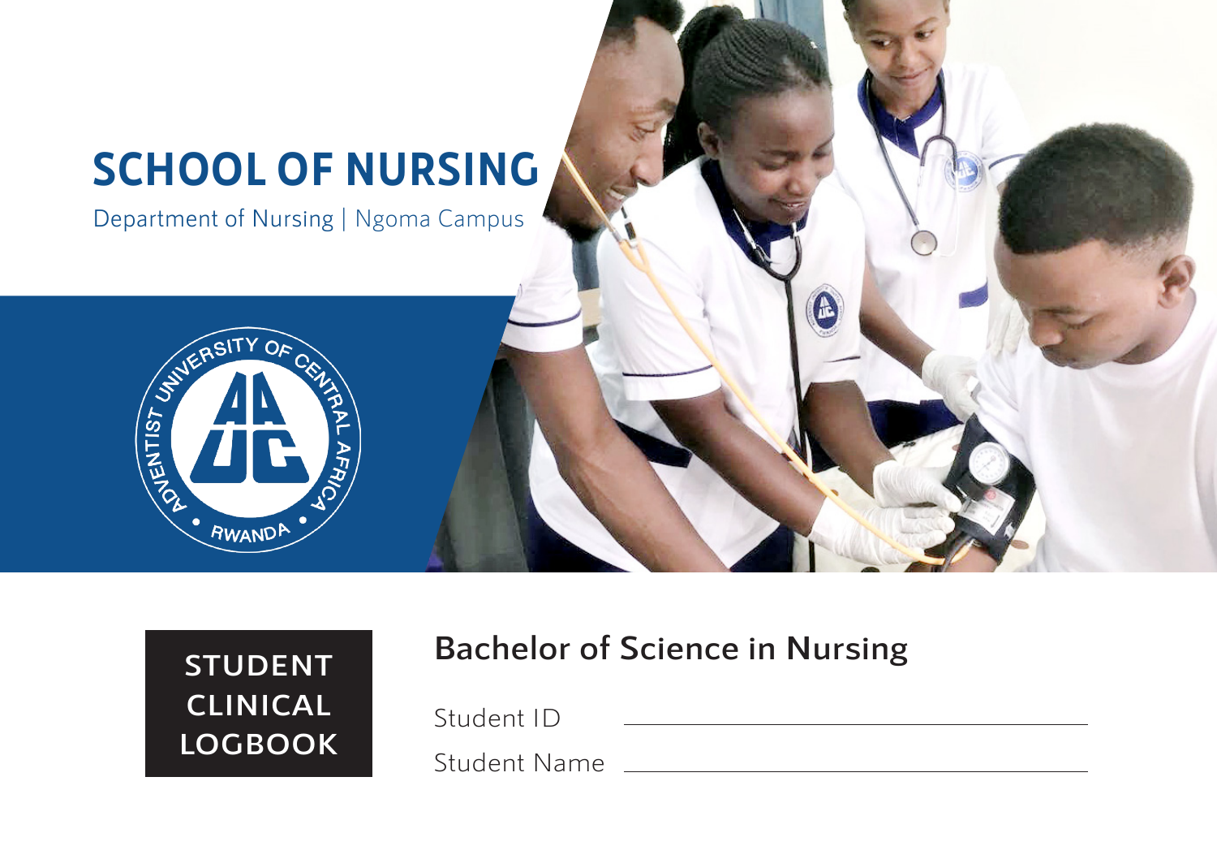# SCHOOL OF NURSING

Department of Nursing | Ngoma Campus

## STUDENT CLINICAL LOGBOOK

## Bachelor of Science in Nursing

Student ID \_\_\_\_\_\_\_\_\_\_\_\_\_\_\_\_\_\_\_\_\_\_\_\_\_\_\_\_\_\_\_\_\_\_\_\_\_\_\_\_

Student Name \_\_\_\_\_\_\_\_\_\_\_\_\_\_\_\_\_\_\_\_\_\_\_\_\_\_\_\_\_\_\_\_\_\_\_\_\_\_\_\_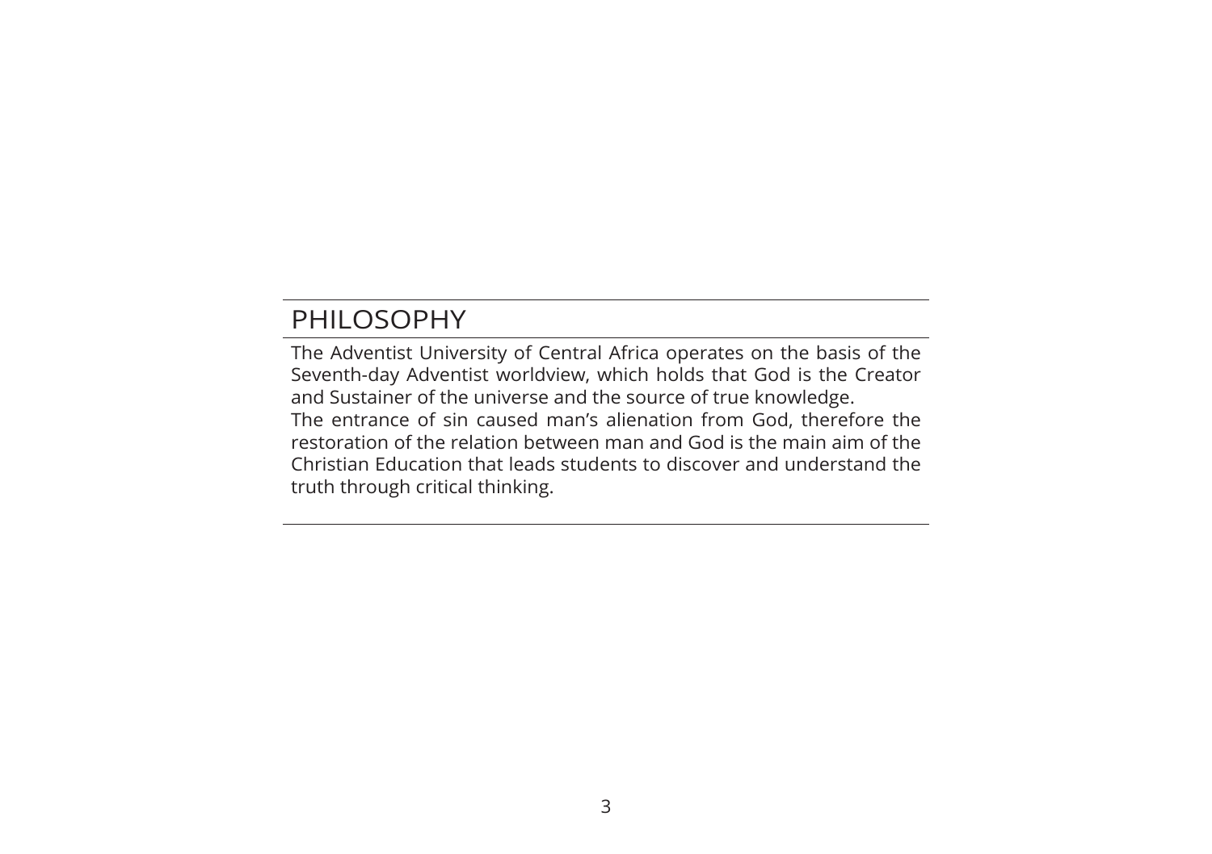# PHILOSOPHY

The Adventist University of Central Africa operates on the basis of the Seventh-day Adventist worldview, which holds that God is the Creator and Sustainer of the universe and the source of true knowledge.

The entrance of sin caused man's alienation from God, therefore the restoration of the relation between man and God is the main aim of the Christian Education that leads students to discover and understand the truth through critical thinking.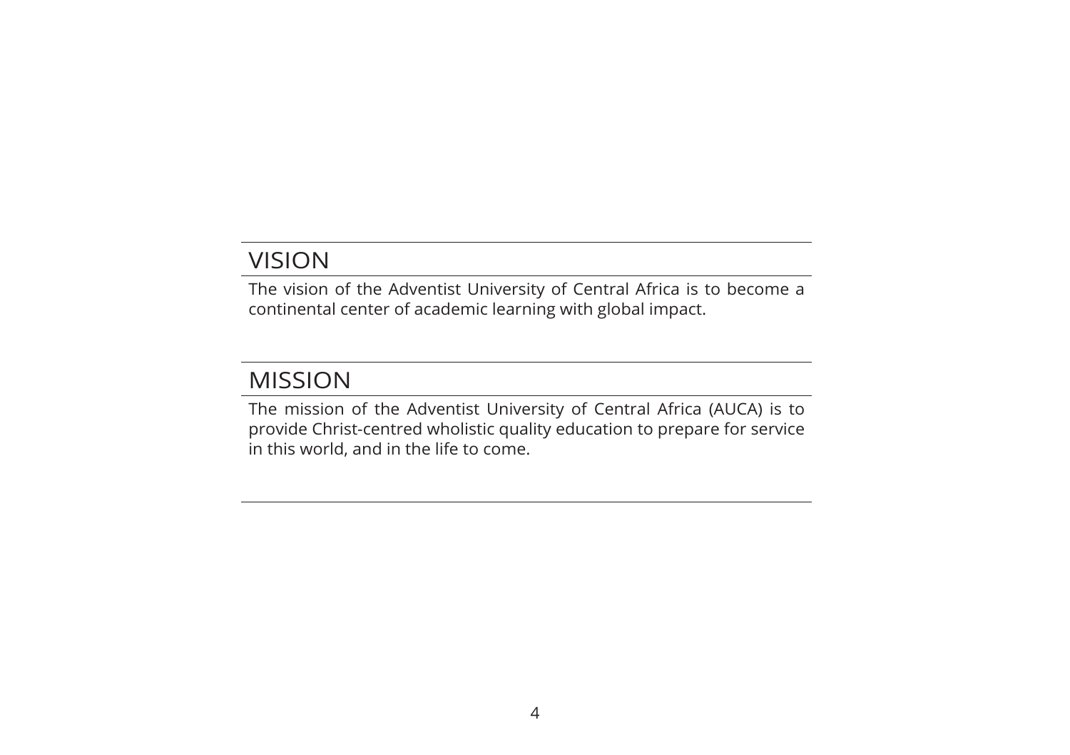## VISION

The vision of the Adventist University of Central Africa is to become a continental center of academic learning with global impact.

## MISSION

The mission of the Adventist University of Central Africa (AUCA) is to provide Christ-centred wholistic quality education to prepare for service in this world, and in the life to come.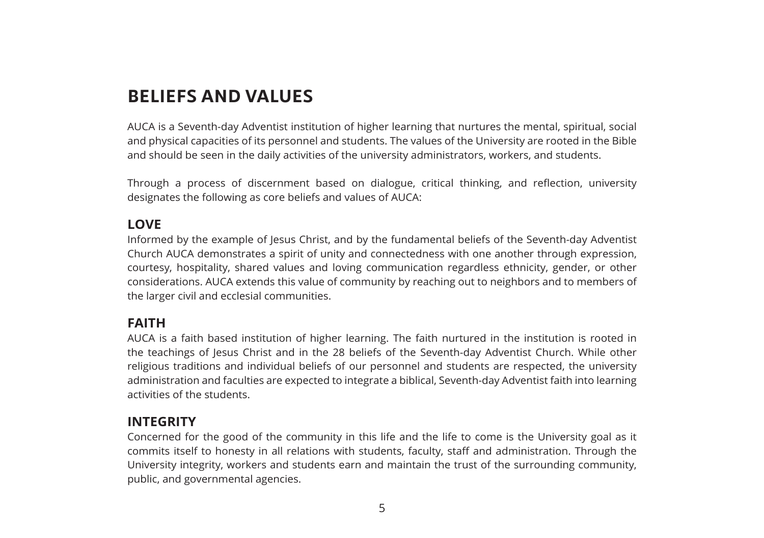# BELIEFS AND VALUES

AUCA is a Seventh-day Adventist institution of higher learning that nurtures the mental, spiritual, social and physical capacities of its personnel and students. The values of the University are rooted in the Bible and should be seen in the daily activities of the university administrators, workers, and students.

Through a process of discernment based on dialogue, critical thinking, and reflection, university designates the following as core beliefs and values of AUCA:

## LOVE

Informed by the example of Jesus Christ, and by the fundamental beliefs of the Seventh-day Adventist Church AUCA demonstrates a spirit of unity and connectedness with one another through expression, courtesy, hospitality, shared values and loving communication regardless ethnicity, gender, or other considerations. AUCA extends this value of community by reaching out to neighbors and to members of the larger civil and ecclesial communities.

## FAITH

AUCA is a faith based institution of higher learning. The faith nurtured in the institution is rooted in the teachings of Jesus Christ and in the 28 beliefs of the Seventh-day Adventist Church. While other religious traditions and individual beliefs of our personnel and students are respected, the university administration and faculties are expected to integrate a biblical, Seventh-day Adventist faith into learning activities of the students.

## INTEGRITY

Concerned for the good of the community in this life and the life to come is the University goal as it commits itself to honesty in all relations with students, faculty, staff and administration. Through the University integrity, workers and students earn and maintain the trust of the surrounding community, public, and governmental agencies.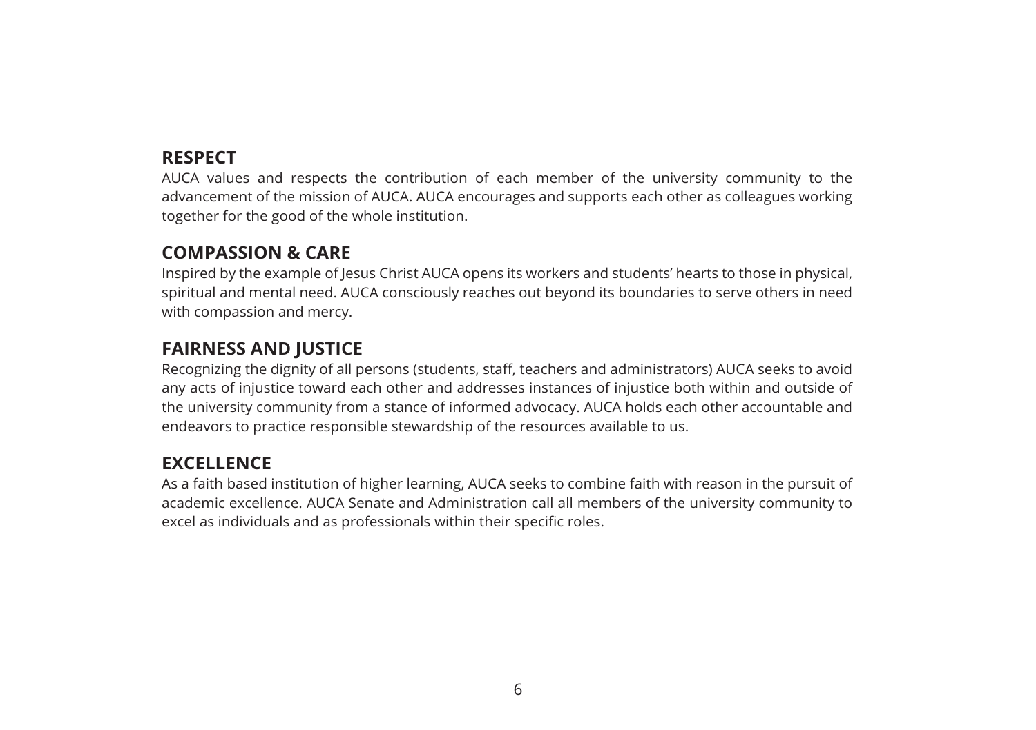## RESPECT

AUCA values and respects the contribution of each member of the university community to the advancement of the mission of AUCA. AUCA encourages and supports each other as colleagues working together for the good of the whole institution.

## COMPASSION & CARE

Inspired by the example of Jesus Christ AUCA opens its workers and students' hearts to those in physical, spiritual and mental need. AUCA consciously reaches out beyond its boundaries to serve others in need with compassion and mercy.

## FAIRNESS AND JUSTICE

Recognizing the dignity of all persons (students, staff, teachers and administrators) AUCA seeks to avoid any acts of injustice toward each other and addresses instances of injustice both within and outside of the university community from a stance of informed advocacy. AUCA holds each other accountable and endeavors to practice responsible stewardship of the resources available to us.

## EXCELLENCE

As a faith based institution of higher learning, AUCA seeks to combine faith with reason in the pursuit of academic excellence. AUCA Senate and Administration call all members of the university community to excel as individuals and as professionals within their specific roles.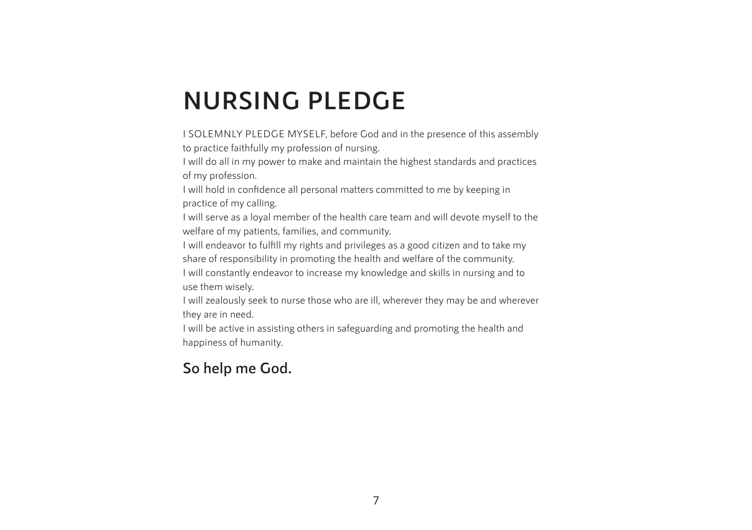# NURSING PLEDGE

I SOLEMNLY PLEDGE MYSELF, before God and in the presence of this assembly to practice faithfully my profession of nursing.

I will do all in my power to make and maintain the highest standards and practices of my profession.

I will hold in confidence all personal matters committed to me by keeping in practice of my calling.

I will serve as a loyal member of the health care team and will devote myself to the welfare of my patients, families, and community.

I will endeavor to fulfill my rights and privileges as a good citizen and to take my share of responsibility in promoting the health and welfare of the community.

I will constantly endeavor to increase my knowledge and skills in nursing and to use them wisely.

I will zealously seek to nurse those who are ill, wherever they may be and wherever they are in need.

I will be active in assisting others in safeguarding and promoting the health and happiness of humanity.

## So help me God.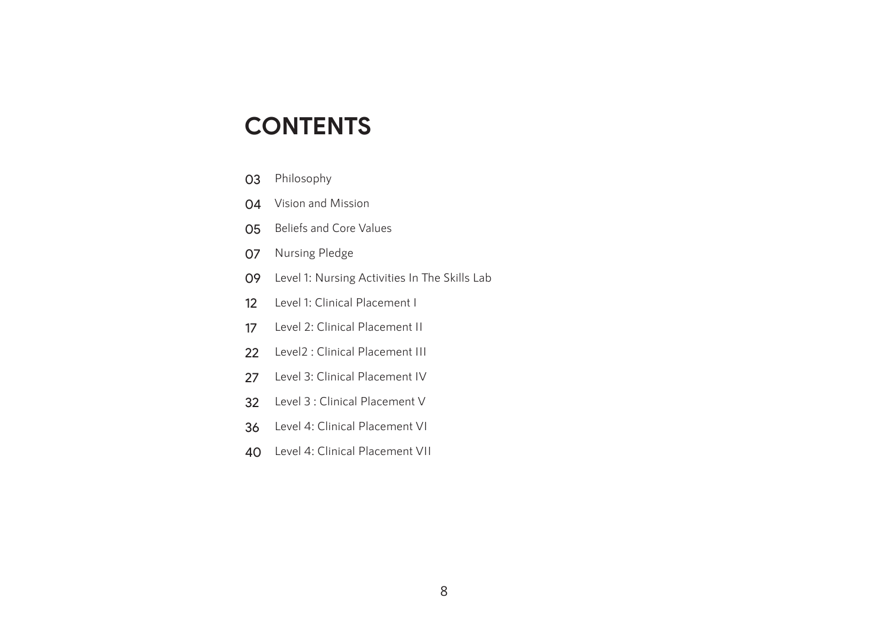# CONTENTS

03 Philosophy

04 Vision and Mission

05 Beliefs and Core Values

07 Nursing Pledge

09 Level 1: Nursing Activities In The Skills Lab

12 Level 1: Clinical Placement I

17 Level 2: Clinical Placement II

22 Level2 : Clinical Placement III

27 Level 3: Clinical Placement IV

32 Level 3 : Clinical Placement V

36 Level 4: Clinical Placement VI

40 Level 4: Clinical Placement VII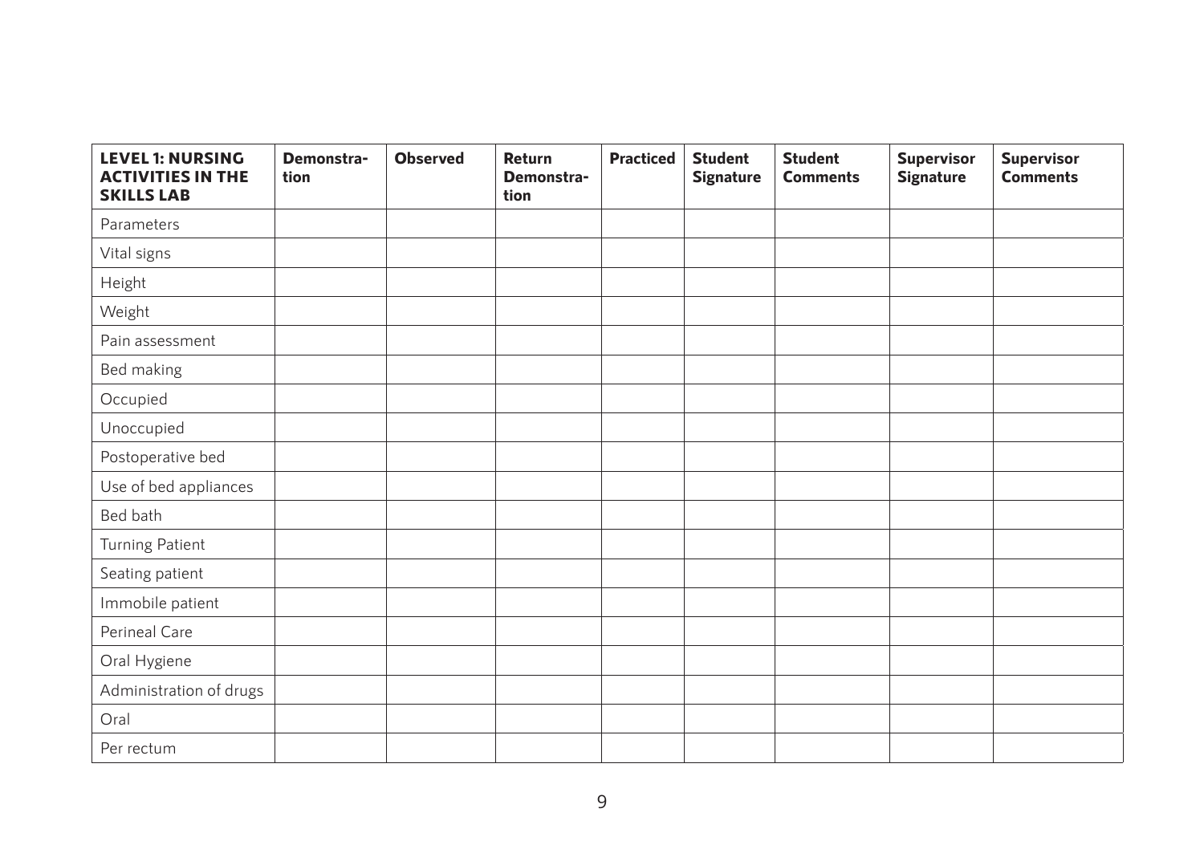| LEVEL 1: NURSING ACTIVITIES IN THE SKILLS LAB | Demonstration | Observed | Return Demonstration | Practiced | Student Signature | Student Comments | Supervisor Signature | Supervisor Comments |
|---|---|---|---|---|---|---|---|---|
| Parameters | | | | | | | | |
| Vital signs | | | | | | | | |
| Height | | | | | | | | |
| Weight | | | | | | | | |
| Pain assessment | | | | | | | | |
| Bed making | | | | | | | | |
| Occupied | | | | | | | | |
| Unoccupied | | | | | | | | |
| Postoperative bed | | | | | | | | |
| Use of bed appliances | | | | | | | | |
| Bed bath | | | | | | | | |
| Turning Patient | | | | | | | | |
| Seating patient | | | | | | | | |
| Immobile patient | | | | | | | | |
| Perineal Care | | | | | | | | |
| Oral Hygiene | | | | | | | | |
| Administration of drugs | | | | | | | | |
| Oral | | | | | | | | |
| Per rectum | | | | | | | | |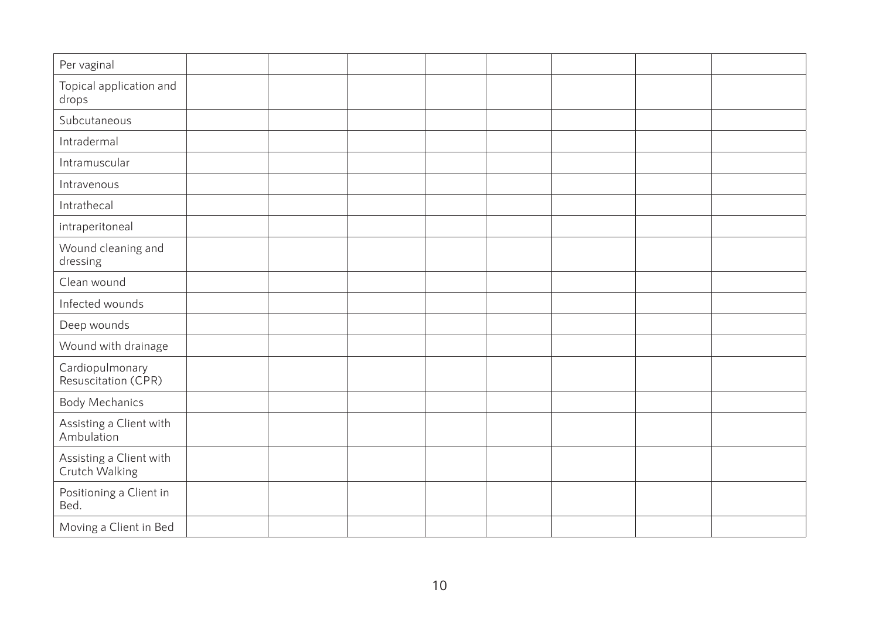| | | | | | | | | |
|---|---|---|---|---|---|---|---|---|
| Per vaginal | | | | | | | | |
| Topical application and drops | | | | | | | | |
| Subcutaneous | | | | | | | | |
| Intradermal | | | | | | | | |
| Intramuscular | | | | | | | | |
| Intravenous | | | | | | | | |
| Intrathecal | | | | | | | | |
| intraperitoneal | | | | | | | | |
| Wound cleaning and dressing | | | | | | | | |
| Clean wound | | | | | | | | |
| Infected wounds | | | | | | | | |
| Deep wounds | | | | | | | | |
| Wound with drainage | | | | | | | | |
| Cardiopulmonary Resuscitation (CPR) | | | | | | | | |
| Body Mechanics | | | | | | | | |
| Assisting a Client with Ambulation | | | | | | | | |
| Assisting a Client with Crutch Walking | | | | | | | | |
| Positioning a Client in Bed. | | | | | | | | |
| Moving a Client in Bed | | | | | | | | |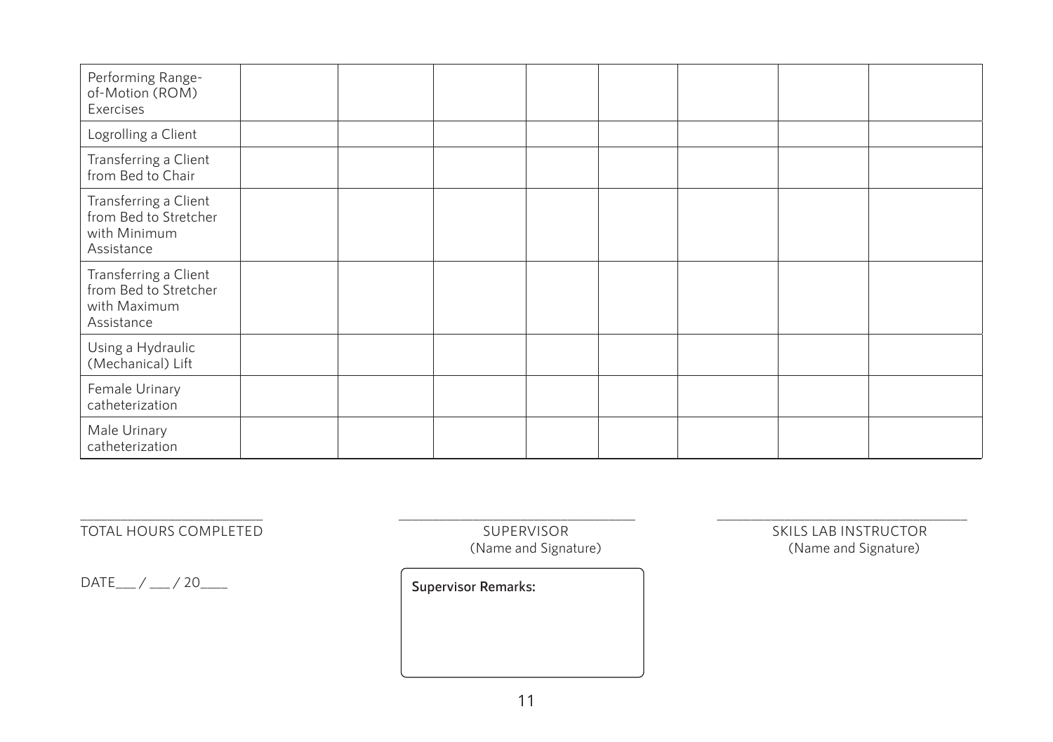| | | | | | | | | |
|---|---|---|---|---|---|---|---|---|
| Performing Range-of-Motion (ROM) Exercises | | | | | | | | |
| Logrolling a Client | | | | | | | | |
| Transferring a Client from Bed to Chair | | | | | | | | |
| Transferring a Client from Bed to Stretcher with Minimum Assistance | | | | | | | | |
| Transferring a Client from Bed to Stretcher with Maximum Assistance | | | | | | | | |
| Using a Hydraulic (Mechanical) Lift | | | | | | | | |
| Female Urinary catheterization | | | | | | | | |
| Male Urinary catheterization | | | | | | | | |

________________________
TOTAL HOURS COMPLETED

________________________
SUPERVISOR
(Name and Signature)

________________________
SKILS LAB INSTRUCTOR
(Name and Signature)

DATE___ / ___ / 20____

**Supervisor Remarks:**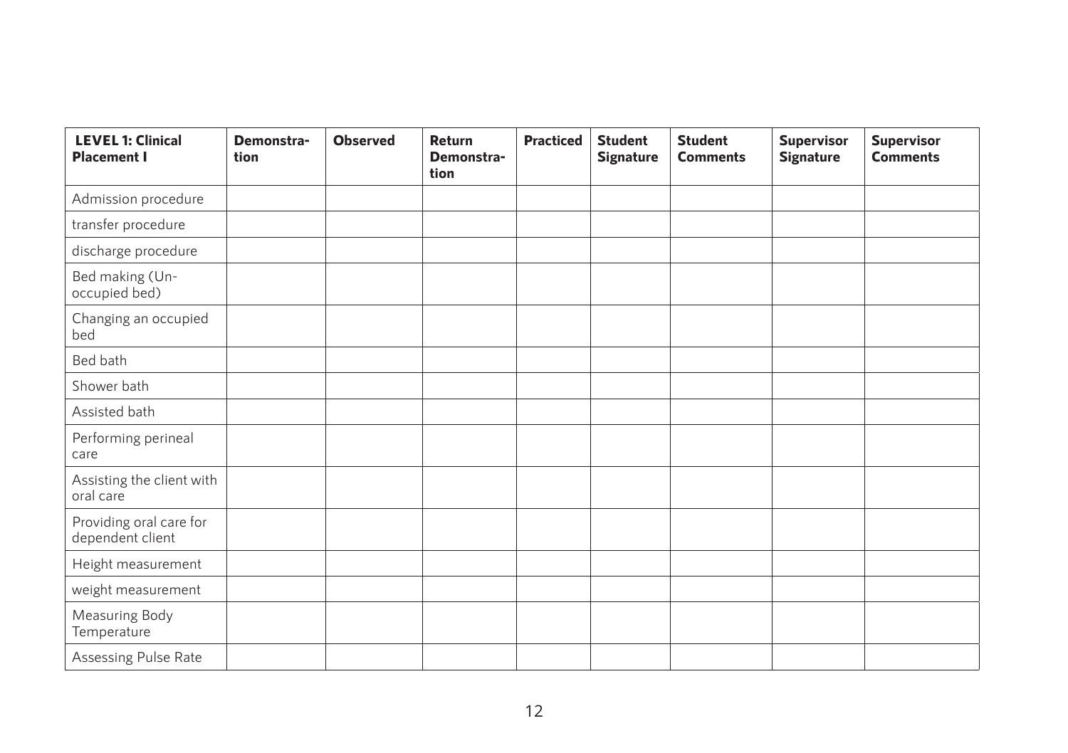| LEVEL 1: Clinical Placement I | Demonstration | Observed | Return Demonstration | Practiced | Student Signature | Student Comments | Supervisor Signature | Supervisor Comments |
|---|---|---|---|---|---|---|---|---|
| Admission procedure | | | | | | | | |
| transfer procedure | | | | | | | | |
| discharge procedure | | | | | | | | |
| Bed making (Un-occupied bed) | | | | | | | | |
| Changing an occupied bed | | | | | | | | |
| Bed bath | | | | | | | | |
| Shower bath | | | | | | | | |
| Assisted bath | | | | | | | | |
| Performing perineal care | | | | | | | | |
| Assisting the client with oral care | | | | | | | | |
| Providing oral care for dependent client | | | | | | | | |
| Height measurement | | | | | | | | |
| weight measurement | | | | | | | | |
| Measuring Body Temperature | | | | | | | | |
| Assessing Pulse Rate | | | | | | | | |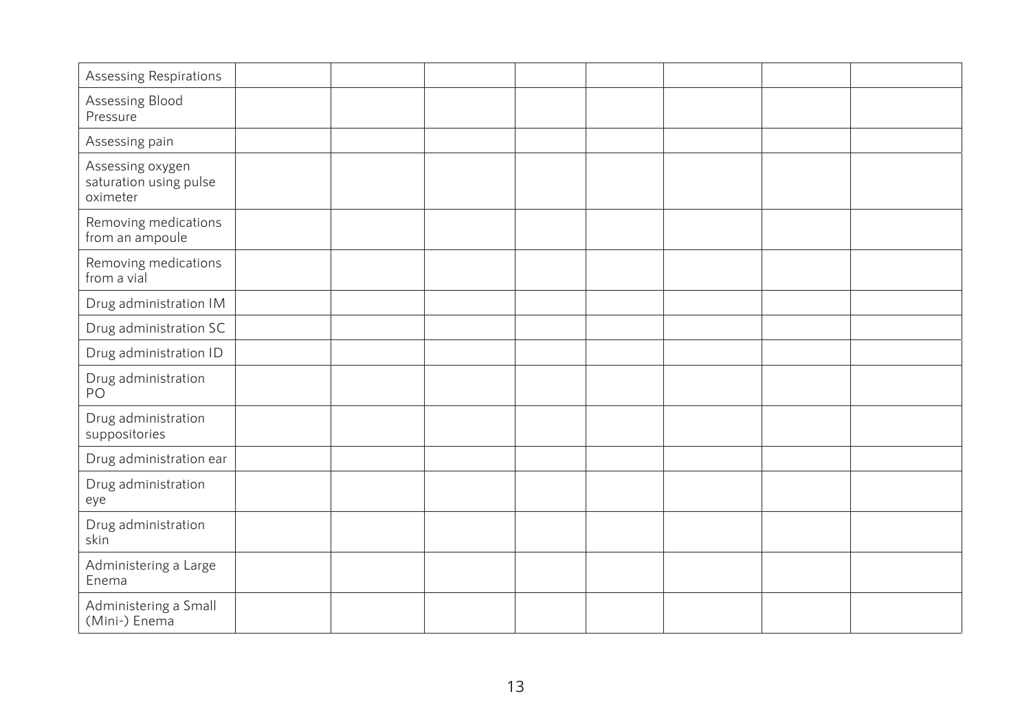| | | | | | | | | |
|---|---|---|---|---|---|---|---|---|
| Assessing Respirations | | | | | | | | |
| Assessing Blood Pressure | | | | | | | | |
| Assessing pain | | | | | | | | |
| Assessing oxygen saturation using pulse oximeter | | | | | | | | |
| Removing medications from an ampoule | | | | | | | | |
| Removing medications from a vial | | | | | | | | |
| Drug administration IM | | | | | | | | |
| Drug administration SC | | | | | | | | |
| Drug administration ID | | | | | | | | |
| Drug administration PO | | | | | | | | |
| Drug administration suppositories | | | | | | | | |
| Drug administration ear | | | | | | | | |
| Drug administration eye | | | | | | | | |
| Drug administration skin | | | | | | | | |
| Administering a Large Enema | | | | | | | | |
| Administering a Small (Mini-) Enema | | | | | | | | |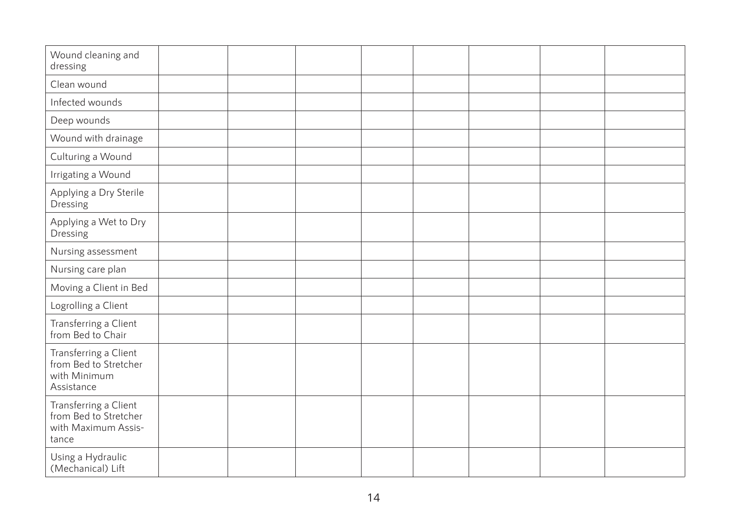| | | | | | | | |
|---|---|---|---|---|---|---|---|
| Wound cleaning and dressing | | | | | | | |
| Clean wound | | | | | | | |
| Infected wounds | | | | | | | |
| Deep wounds | | | | | | | |
| Wound with drainage | | | | | | | |
| Culturing a Wound | | | | | | | |
| Irrigating a Wound | | | | | | | |
| Applying a Dry Sterile Dressing | | | | | | | |
| Applying a Wet to Dry Dressing | | | | | | | |
| Nursing assessment | | | | | | | |
| Nursing care plan | | | | | | | |
| Moving a Client in Bed | | | | | | | |
| Logrolling a Client | | | | | | | |
| Transferring a Client from Bed to Chair | | | | | | | |
| Transferring a Client from Bed to Stretcher with Minimum Assistance | | | | | | | |
| Transferring a Client from Bed to Stretcher with Maximum Assistance | | | | | | | |
| Using a Hydraulic (Mechanical) Lift | | | | | | | |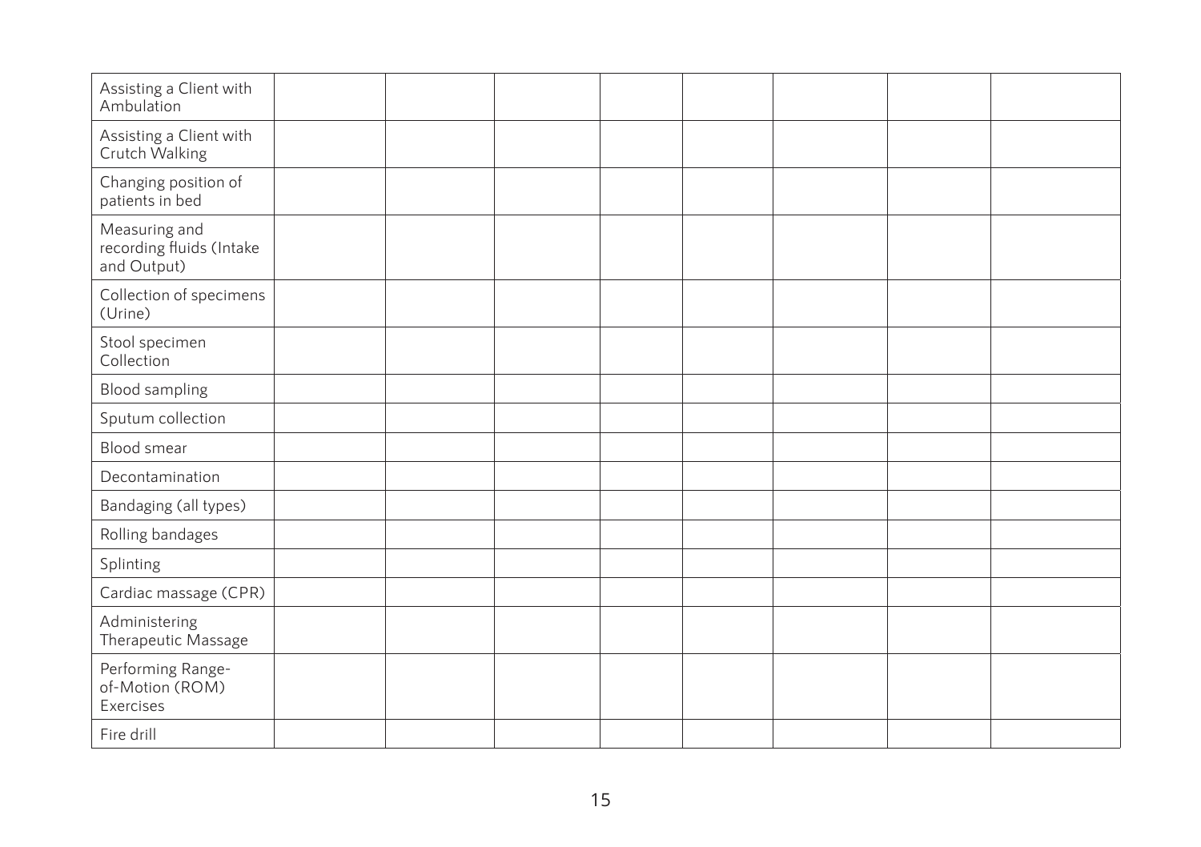| | | | | | | | | |
|---|---|---|---|---|---|---|---|---|
| Assisting a Client with Ambulation | | | | | | | | |
| Assisting a Client with Crutch Walking | | | | | | | | |
| Changing position of patients in bed | | | | | | | | |
| Measuring and recording fluids (Intake and Output) | | | | | | | | |
| Collection of specimens (Urine) | | | | | | | | |
| Stool specimen Collection | | | | | | | | |
| Blood sampling | | | | | | | | |
| Sputum collection | | | | | | | | |
| Blood smear | | | | | | | | |
| Decontamination | | | | | | | | |
| Bandaging (all types) | | | | | | | | |
| Rolling bandages | | | | | | | | |
| Splinting | | | | | | | | |
| Cardiac massage (CPR) | | | | | | | | |
| Administering Therapeutic Massage | | | | | | | | |
| Performing Range-of-Motion (ROM) Exercises | | | | | | | | |
| Fire drill | | | | | | | | |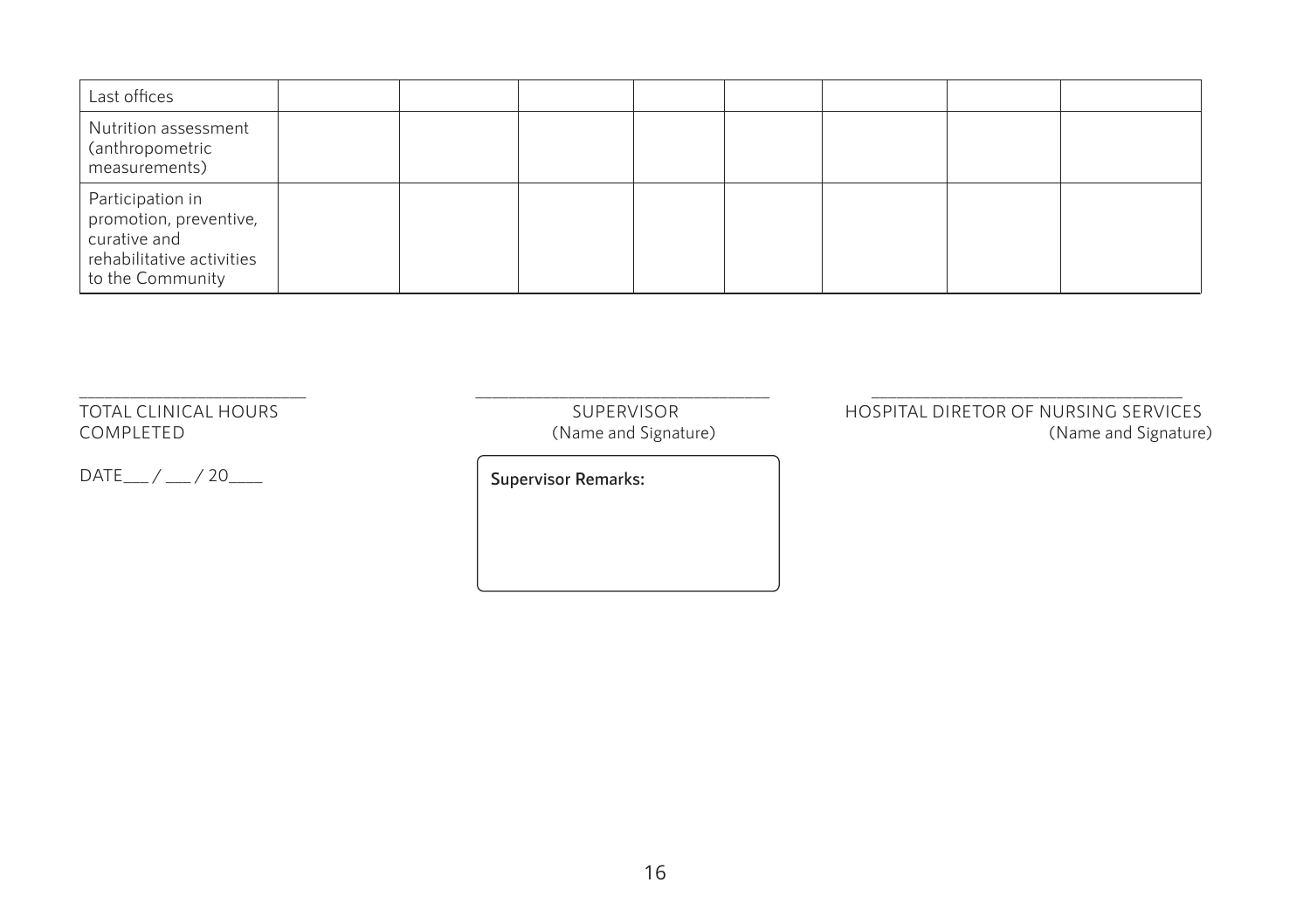| | | | | | | | | |
|---|---|---|---|---|---|---|---|---|
| Last offices | | | | | | | | |
| Nutrition assessment (anthropometric measurements) | | | | | | | | |
| Participation in promotion, preventive, curative and rehabilitative activities to the Community | | | | | | | | |

\_\_\_\_\_\_\_\_\_\_\_\_\_\_\_\_\_\_\_\_\_\_\_\_
TOTAL CLINICAL HOURS COMPLETED

DATE\_\_\_ / \_\_\_ / 20\_\_\_\_

\_\_\_\_\_\_\_\_\_\_\_\_\_\_\_\_\_\_\_\_\_\_\_\_\_\_\_\_\_\_\_
SUPERVISOR
(Name and Signature)

**Supervisor Remarks:**

\_\_\_\_\_\_\_\_\_\_\_\_\_\_\_\_\_\_\_\_\_\_\_\_\_\_\_\_\_\_\_\_
HOSPITAL DIRETOR OF NURSING SERVICES
(Name and Signature)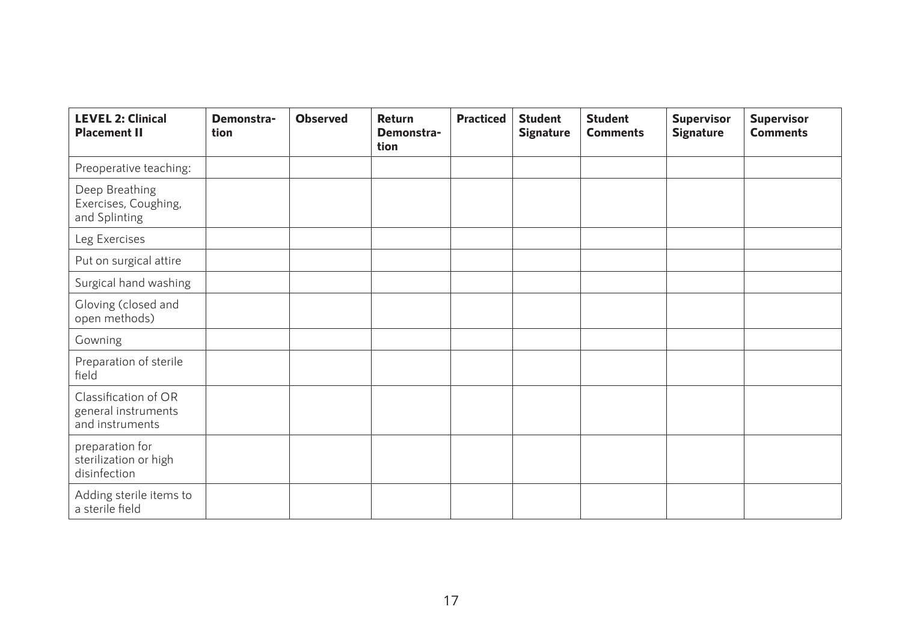| **LEVEL 2: Clinical Placement II** | **Demonstration** | **Observed** | **Return Demonstration** | **Practiced** | **Student Signature** | **Student Comments** | **Supervisor Signature** | **Supervisor Comments** |
|---|---|---|---|---|---|---|---|---|
| Preoperative teaching: | | | | | | | | |
| Deep Breathing Exercises, Coughing, and Splinting | | | | | | | | |
| Leg Exercises | | | | | | | | |
| Put on surgical attire | | | | | | | | |
| Surgical hand washing | | | | | | | | |
| Gloving (closed and open methods) | | | | | | | | |
| Gowning | | | | | | | | |
| Preparation of sterile field | | | | | | | | |
| Classification of OR general instruments and instruments | | | | | | | | |
| preparation for sterilization or high disinfection | | | | | | | | |
| Adding sterile items to a sterile field | | | | | | | | |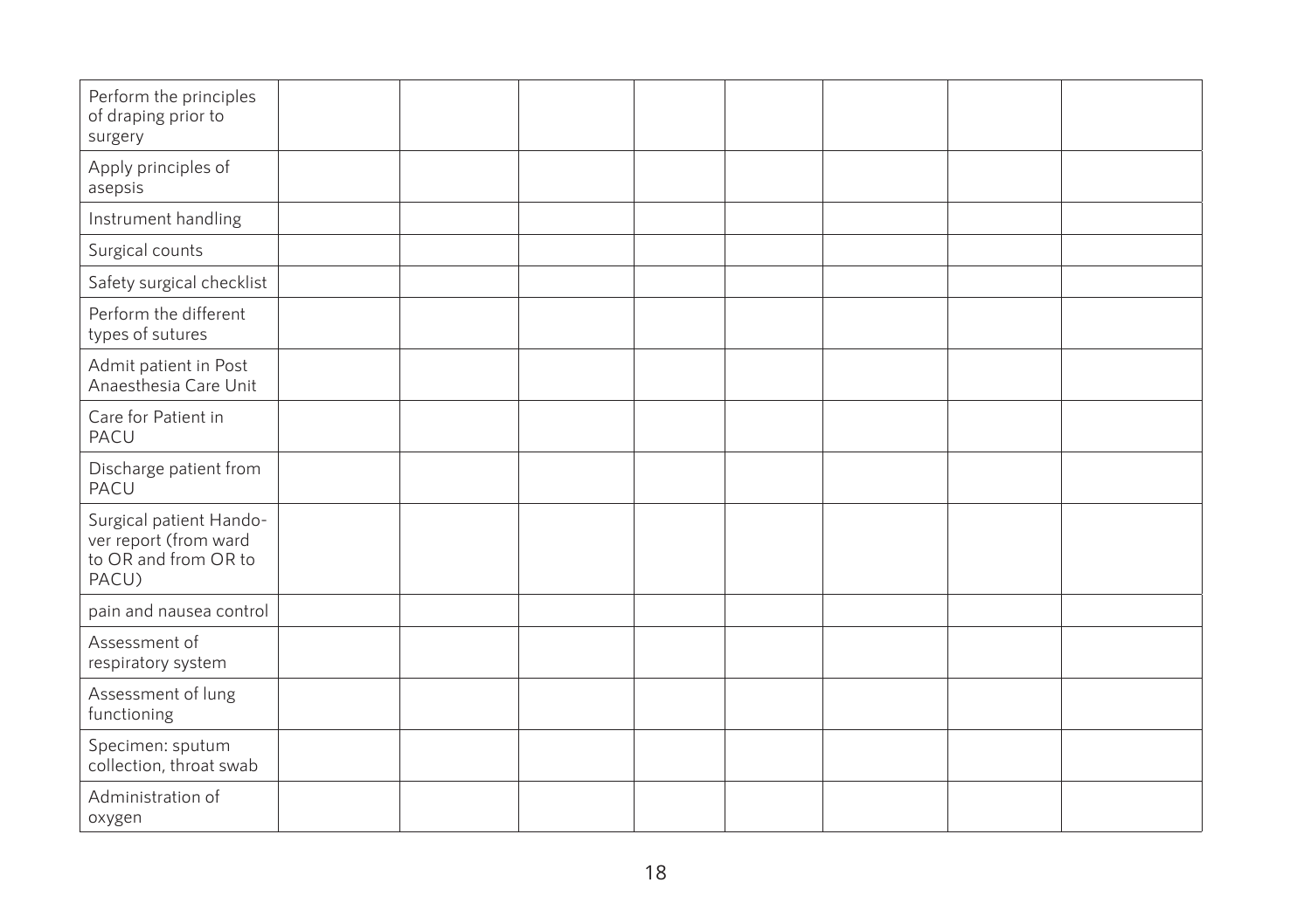| | | | | | | | |
|---|---|---|---|---|---|---|---|
| Perform the principles of draping prior to surgery | | | | | | | |
| Apply principles of asepsis | | | | | | | |
| Instrument handling | | | | | | | |
| Surgical counts | | | | | | | |
| Safety surgical checklist | | | | | | | |
| Perform the different types of sutures | | | | | | | |
| Admit patient in Post Anaesthesia Care Unit | | | | | | | |
| Care for Patient in PACU | | | | | | | |
| Discharge patient from PACU | | | | | | | |
| Surgical patient Hando-ver report (from ward to OR and from OR to PACU) | | | | | | | |
| pain and nausea control | | | | | | | |
| Assessment of respiratory system | | | | | | | |
| Assessment of lung functioning | | | | | | | |
| Specimen: sputum collection, throat swab | | | | | | | |
| Administration of oxygen | | | | | | | |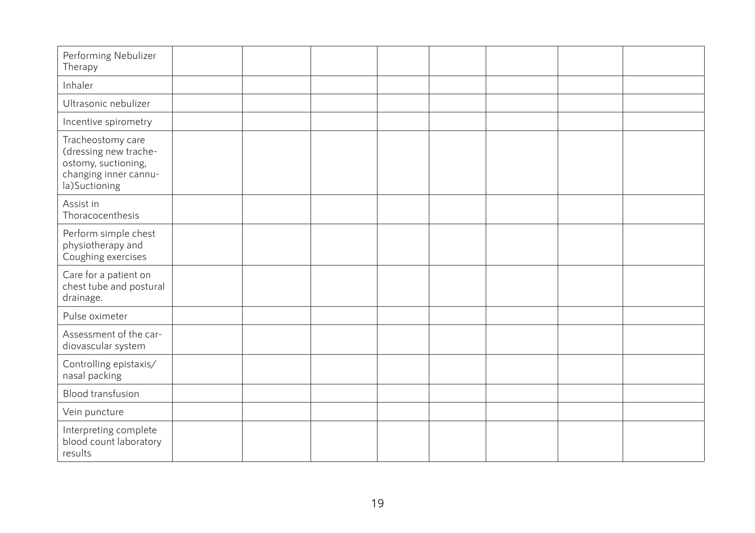| | | | | | | | | |
|---|---|---|---|---|---|---|---|---|
| Performing Nebulizer Therapy | | | | | | | | |
| Inhaler | | | | | | | | |
| Ultrasonic nebulizer | | | | | | | | |
| Incentive spirometry | | | | | | | | |
| Tracheostomy care (dressing new tracheostomy, suctioning, changing inner cannula)Suctioning | | | | | | | | |
| Assist in Thoracocenthesis | | | | | | | | |
| Perform simple chest physiotherapy and Coughing exercises | | | | | | | | |
| Care for a patient on chest tube and postural drainage. | | | | | | | | |
| Pulse oximeter | | | | | | | | |
| Assessment of the cardiovascular system | | | | | | | | |
| Controlling epistaxis/ nasal packing | | | | | | | | |
| Blood transfusion | | | | | | | | |
| Vein puncture | | | | | | | | |
| Interpreting complete blood count laboratory results | | | | | | | | |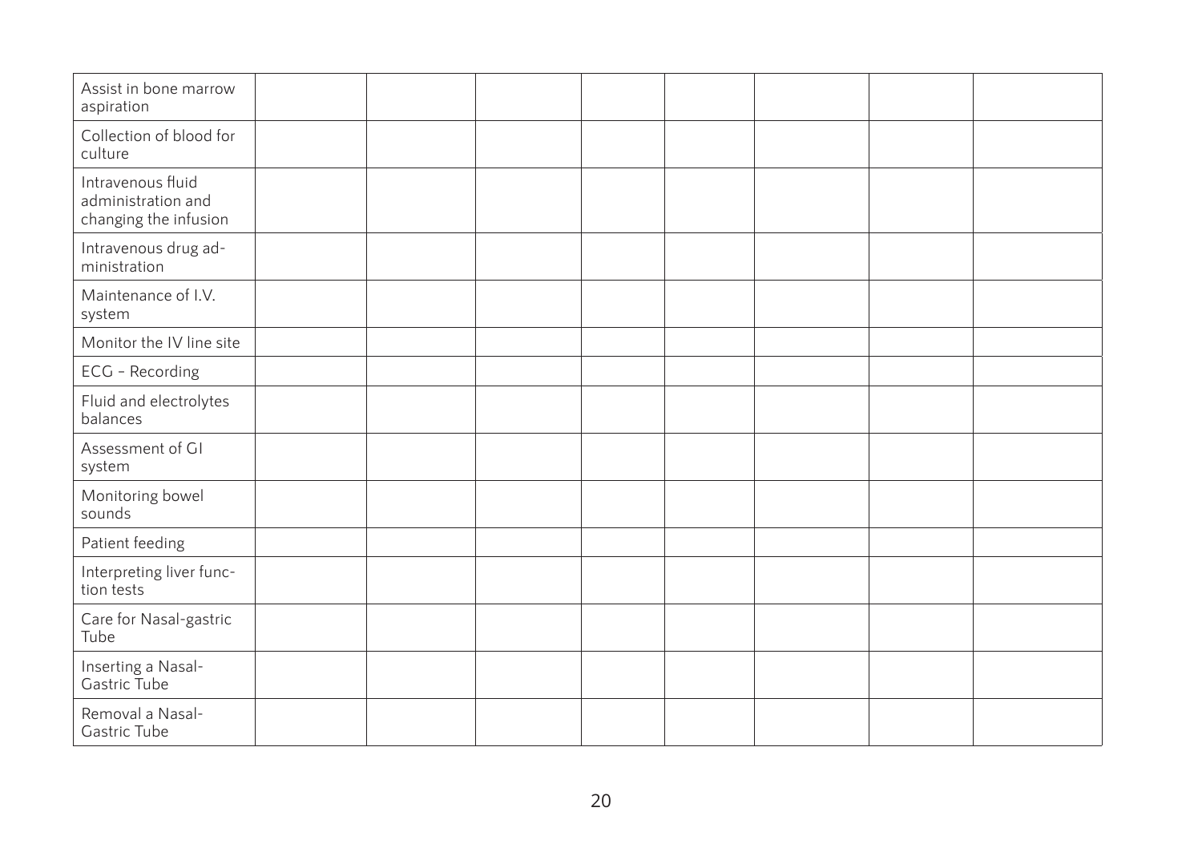| | | | | | | | |
|---|---|---|---|---|---|---|---|
| Assist in bone marrow aspiration | | | | | | | |
| Collection of blood for culture | | | | | | | |
| Intravenous fluid administration and changing the infusion | | | | | | | |
| Intravenous drug administration | | | | | | | |
| Maintenance of I.V. system | | | | | | | |
| Monitor the IV line site | | | | | | | |
| ECG – Recording | | | | | | | |
| Fluid and electrolytes balances | | | | | | | |
| Assessment of GI system | | | | | | | |
| Monitoring bowel sounds | | | | | | | |
| Patient feeding | | | | | | | |
| Interpreting liver function tests | | | | | | | |
| Care for Nasal-gastric Tube | | | | | | | |
| Inserting a Nasal-Gastric Tube | | | | | | | |
| Removal a Nasal-Gastric Tube | | | | | | | |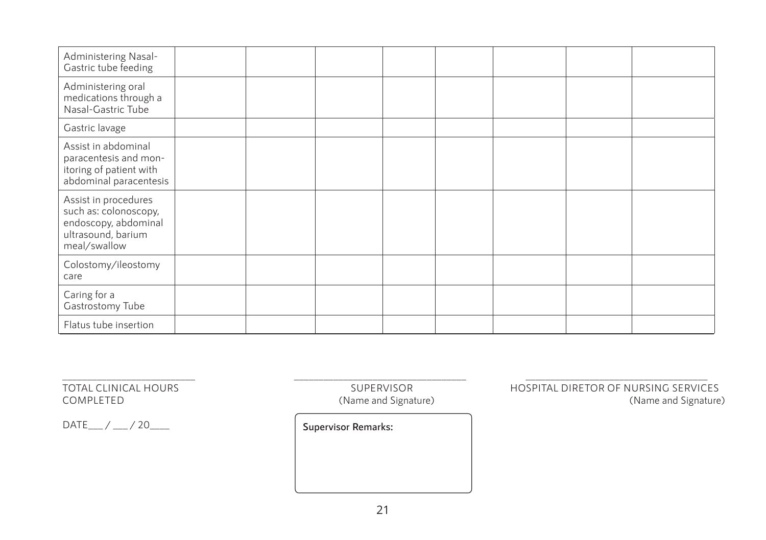| | | | | | | | | |
|---|---|---|---|---|---|---|---|---|
| Administering Nasal-Gastric tube feeding | | | | | | | | |
| Administering oral medications through a Nasal-Gastric Tube | | | | | | | | |
| Gastric lavage | | | | | | | | |
| Assist in abdominal paracentesis and monitoring of patient with abdominal paracentesis | | | | | | | | |
| Assist in procedures such as: colonoscopy, endoscopy, abdominal ultrasound, barium meal/swallow | | | | | | | | |
| Colostomy/ileostomy care | | | | | | | | |
| Caring for a Gastrostomy Tube | | | | | | | | |
| Flatus tube insertion | | | | | | | | |

_______________________
TOTAL CLINICAL HOURS COMPLETED

DATE___ / ___ / 20____

_______________________
SUPERVISOR
(Name and Signature)

**Supervisor Remarks:**

_______________________
HOSPITAL DIRETOR OF NURSING SERVICES
(Name and Signature)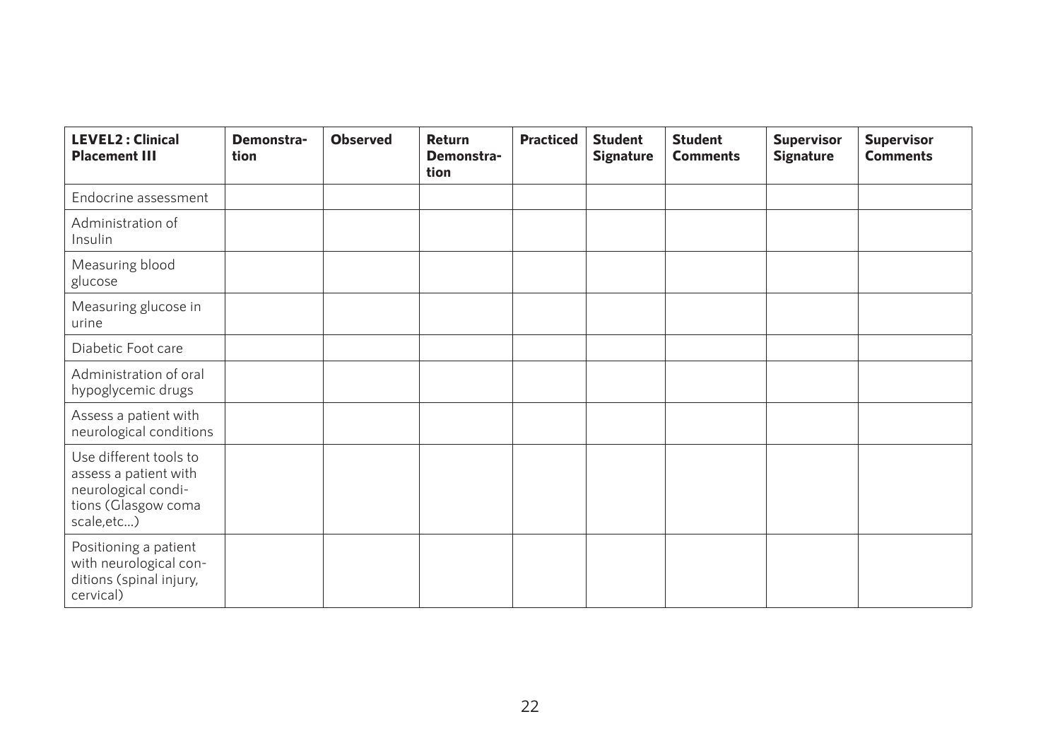| LEVEL2 : Clinical Placement III | Demonstration | Observed | Return Demonstration | Practiced | Student Signature | Student Comments | Supervisor Signature | Supervisor Comments |
|---|---|---|---|---|---|---|---|---|
| Endocrine assessment | | | | | | | | |
| Administration of Insulin | | | | | | | | |
| Measuring blood glucose | | | | | | | | |
| Measuring glucose in urine | | | | | | | | |
| Diabetic Foot care | | | | | | | | |
| Administration of oral hypoglycemic drugs | | | | | | | | |
| Assess a patient with neurological conditions | | | | | | | | |
| Use different tools to assess a patient with neurological conditions (Glasgow coma scale,etc...) | | | | | | | | |
| Positioning a patient with neurological conditions (spinal injury, cervical) | | | | | | | | |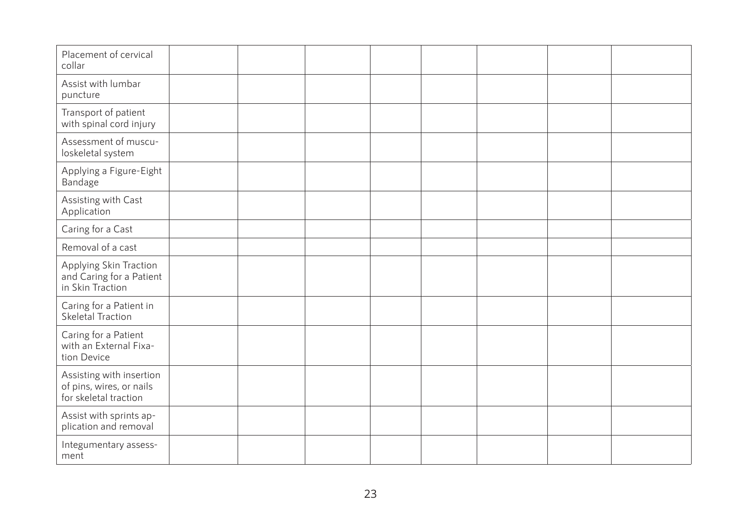| | | | | | | | | |
|---|---|---|---|---|---|---|---|---|
| Placement of cervical collar | | | | | | | | |
| Assist with lumbar puncture | | | | | | | | |
| Transport of patient with spinal cord injury | | | | | | | | |
| Assessment of musculoskeletal system | | | | | | | | |
| Applying a Figure-Eight Bandage | | | | | | | | |
| Assisting with Cast Application | | | | | | | | |
| Caring for a Cast | | | | | | | | |
| Removal of a cast | | | | | | | | |
| Applying Skin Traction and Caring for a Patient in Skin Traction | | | | | | | | |
| Caring for a Patient in Skeletal Traction | | | | | | | | |
| Caring for a Patient with an External Fixation Device | | | | | | | | |
| Assisting with insertion of pins, wires, or nails for skeletal traction | | | | | | | | |
| Assist with sprints application and removal | | | | | | | | |
| Integumentary assessment | | | | | | | | |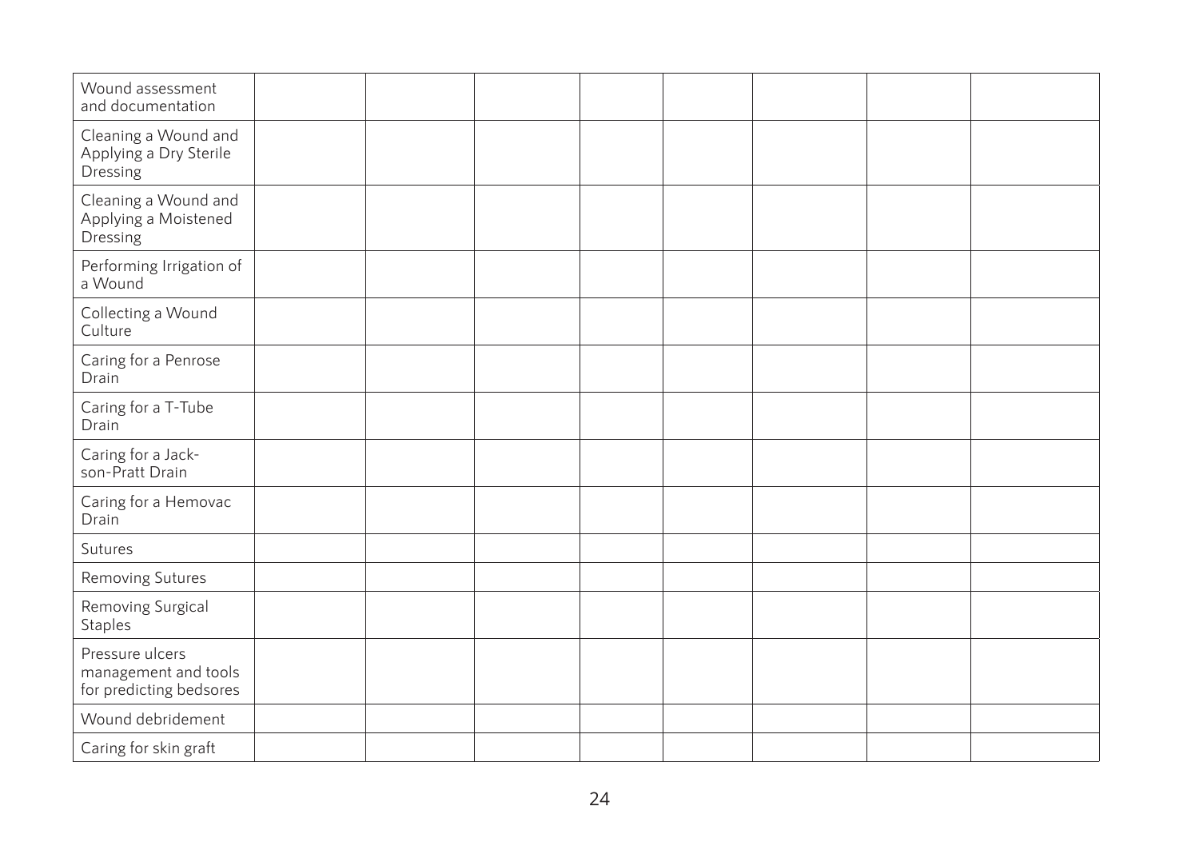| | | | | | | | |
|---|---|---|---|---|---|---|---|
| Wound assessment and documentation | | | | | | | |
| Cleaning a Wound and Applying a Dry Sterile Dressing | | | | | | | |
| Cleaning a Wound and Applying a Moistened Dressing | | | | | | | |
| Performing Irrigation of a Wound | | | | | | | |
| Collecting a Wound Culture | | | | | | | |
| Caring for a Penrose Drain | | | | | | | |
| Caring for a T-Tube Drain | | | | | | | |
| Caring for a Jack-son-Pratt Drain | | | | | | | |
| Caring for a Hemovac Drain | | | | | | | |
| Sutures | | | | | | | |
| Removing Sutures | | | | | | | |
| Removing Surgical Staples | | | | | | | |
| Pressure ulcers management and tools for predicting bedsores | | | | | | | |
| Wound debridement | | | | | | | |
| Caring for skin graft | | | | | | | |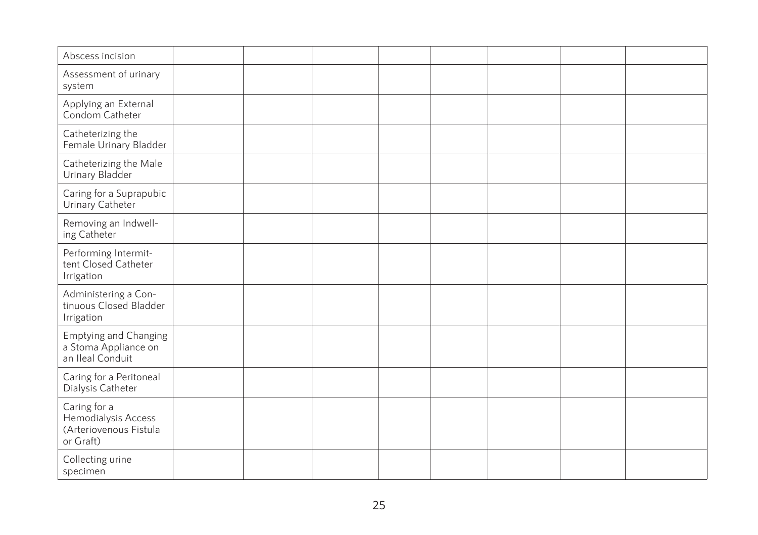| | | | | | | | | |
|---|---|---|---|---|---|---|---|---|
| Abscess incision | | | | | | | | |
| Assessment of urinary system | | | | | | | | |
| Applying an External Condom Catheter | | | | | | | | |
| Catheterizing the Female Urinary Bladder | | | | | | | | |
| Catheterizing the Male Urinary Bladder | | | | | | | | |
| Caring for a Suprapubic Urinary Catheter | | | | | | | | |
| Removing an Indwelling Catheter | | | | | | | | |
| Performing Intermittent Closed Catheter Irrigation | | | | | | | | |
| Administering a Continuous Closed Bladder Irrigation | | | | | | | | |
| Emptying and Changing a Stoma Appliance on an Ileal Conduit | | | | | | | | |
| Caring for a Peritoneal Dialysis Catheter | | | | | | | | |
| Caring for a Hemodialysis Access (Arteriovenous Fistula or Graft) | | | | | | | | |
| Collecting urine specimen | | | | | | | | |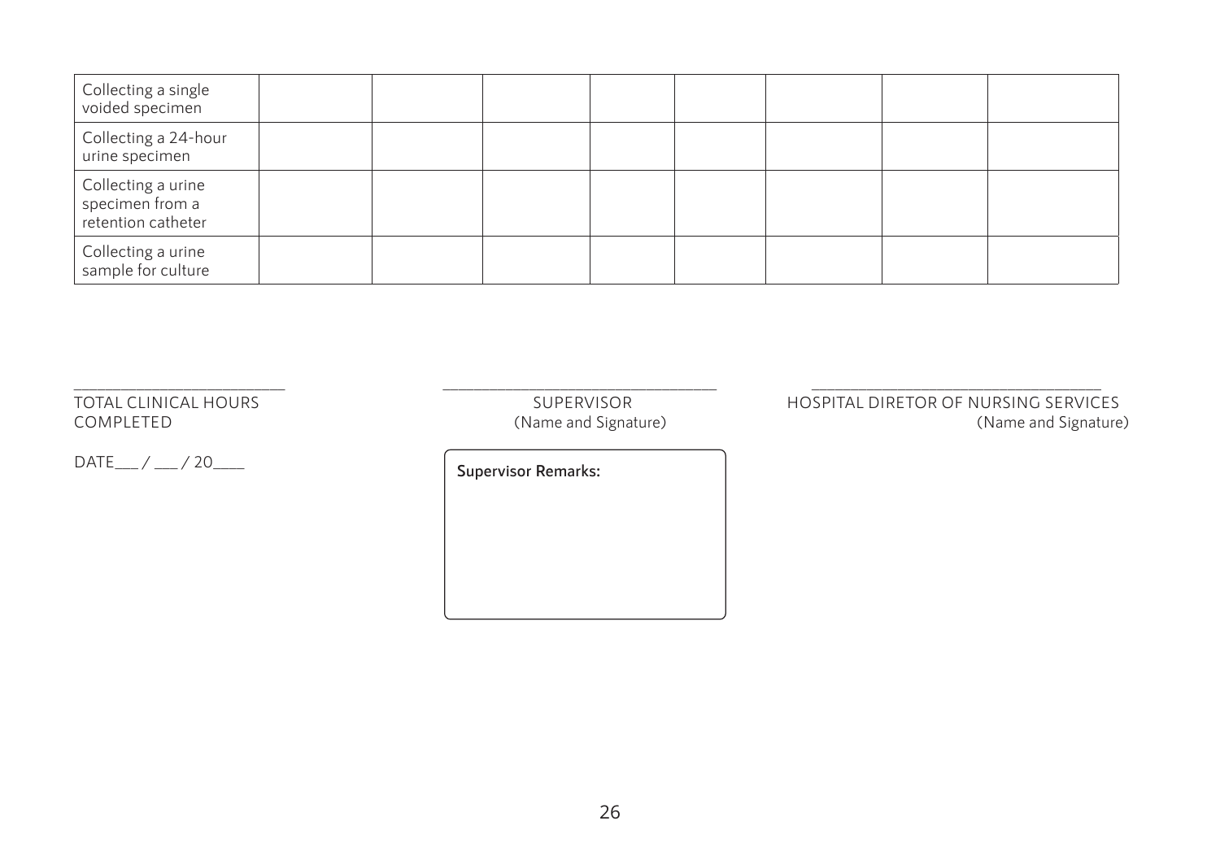| | | | | | | | |
|---|---|---|---|---|---|---|---|
| Collecting a single voided specimen | | | | | | | |
| Collecting a 24-hour urine specimen | | | | | | | |
| Collecting a urine specimen from a retention catheter | | | | | | | |
| Collecting a urine sample for culture | | | | | | | |

______________________
TOTAL CLINICAL HOURS COMPLETED

______________________
SUPERVISOR
(Name and Signature)

______________________
HOSPITAL DIRETOR OF NURSING SERVICES
(Name and Signature)

DATE___ / ___ / 20____

**Supervisor Remarks:**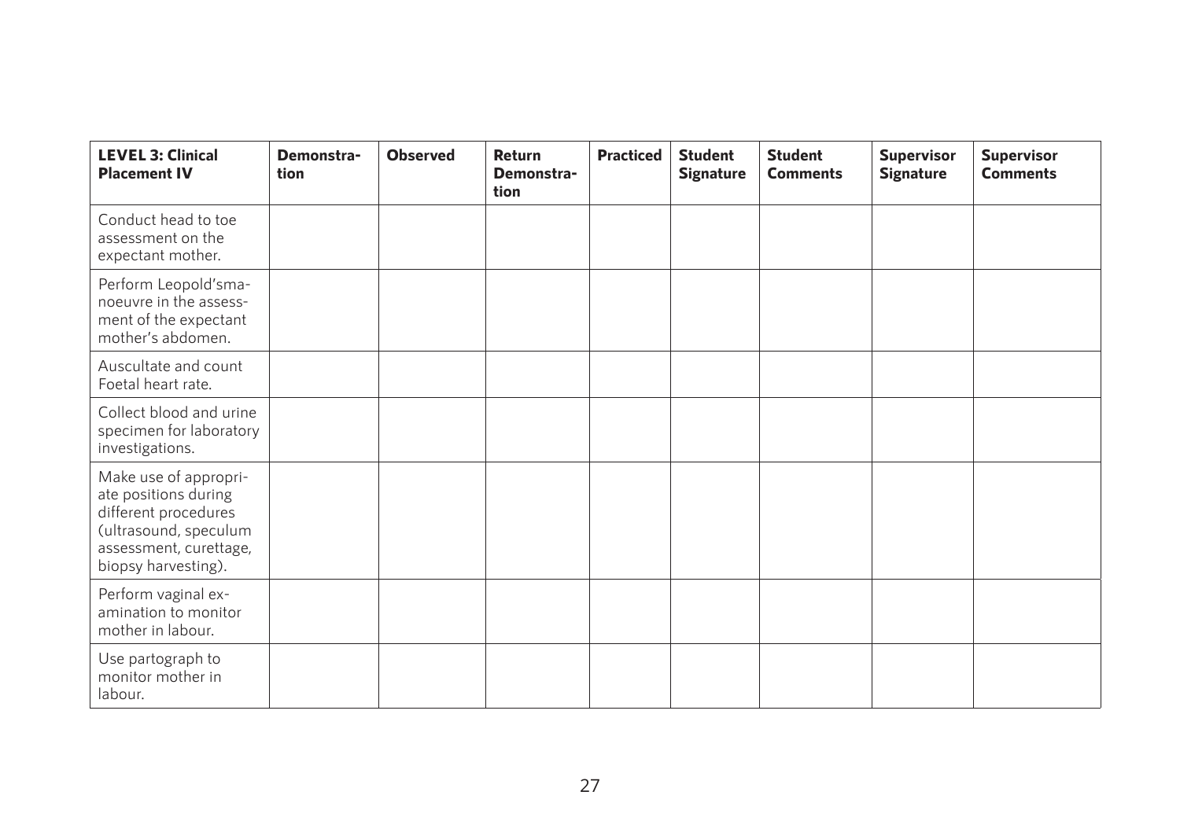| **LEVEL 3: Clinical Placement IV** | **Demonstration** | **Observed** | **Return Demonstration** | **Practiced** | **Student Signature** | **Student Comments** | **Supervisor Signature** | **Supervisor Comments** |
|---|---|---|---|---|---|---|---|---|
| Conduct head to toe assessment on the expectant mother. | | | | | | | | |
| Perform Leopold'smanoeuvre in the assessment of the expectant mother's abdomen. | | | | | | | | |
| Auscultate and count Foetal heart rate. | | | | | | | | |
| Collect blood and urine specimen for laboratory investigations. | | | | | | | | |
| Make use of appropriate positions during different procedures (ultrasound, speculum assessment, curettage, biopsy harvesting). | | | | | | | | |
| Perform vaginal examination to monitor mother in labour. | | | | | | | | |
| Use partograph to monitor mother in labour. | | | | | | | | |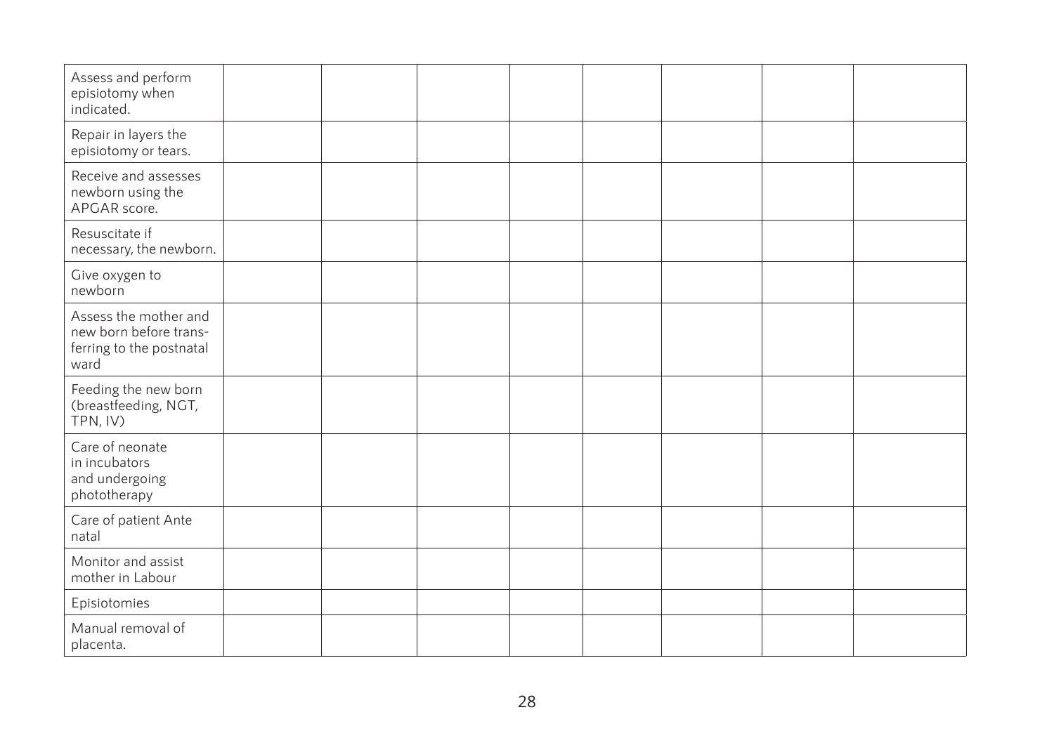| | | | | | | | |
|---|---|---|---|---|---|---|---|
| Assess and perform episiotomy when indicated. | | | | | | | |
| Repair in layers the episiotomy or tears. | | | | | | | |
| Receive and assesses newborn using the APGAR score. | | | | | | | |
| Resuscitate if necessary, the newborn. | | | | | | | |
| Give oxygen to newborn | | | | | | | |
| Assess the mother and new born before transferring to the postnatal ward | | | | | | | |
| Feeding the new born (breastfeeding, NGT, TPN, IV) | | | | | | | |
| Care of neonate in incubators and undergoing phototherapy | | | | | | | |
| Care of patient Ante natal | | | | | | | |
| Monitor and assist mother in Labour | | | | | | | |
| Episiotomies | | | | | | | |
| Manual removal of placenta. | | | | | | | |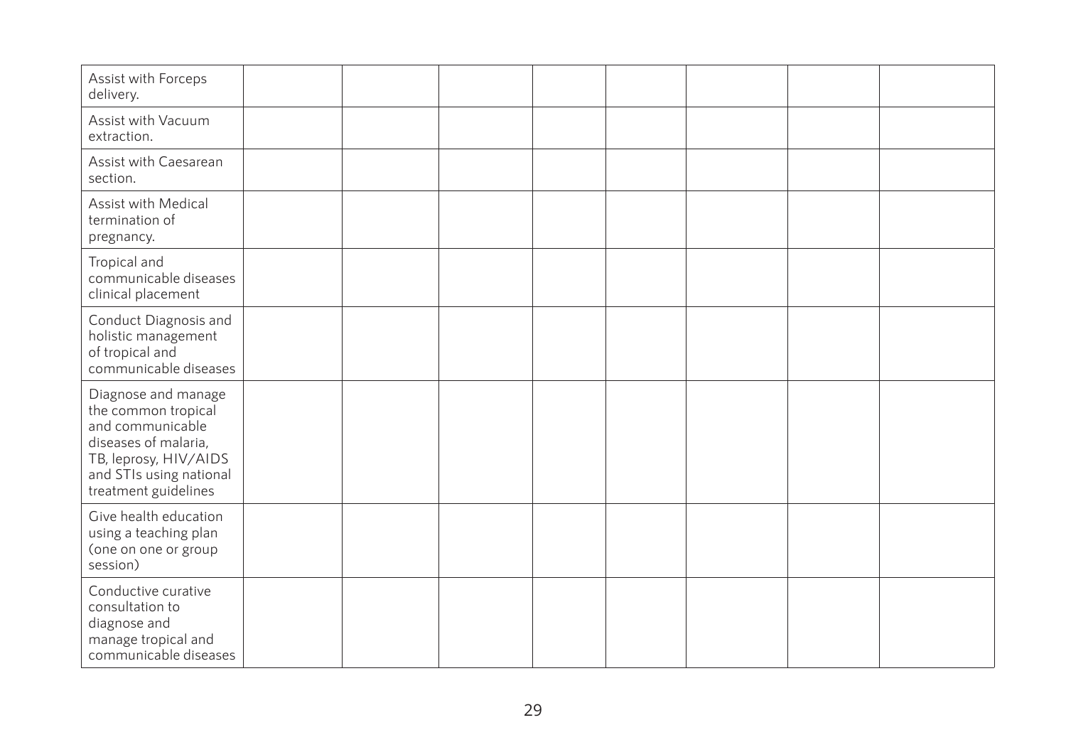| | | | | | | | | |
|---|---|---|---|---|---|---|---|---|
| Assist with Forceps delivery. | | | | | | | | |
| Assist with Vacuum extraction. | | | | | | | | |
| Assist with Caesarean section. | | | | | | | | |
| Assist with Medical termination of pregnancy. | | | | | | | | |
| Tropical and communicable diseases clinical placement | | | | | | | | |
| Conduct Diagnosis and holistic management of tropical and communicable diseases | | | | | | | | |
| Diagnose and manage the common tropical and communicable diseases of malaria, TB, leprosy, HIV/AIDS and STIs using national treatment guidelines | | | | | | | | |
| Give health education using a teaching plan (one on one or group session) | | | | | | | | |
| Conductive curative consultation to diagnose and manage tropical and communicable diseases | | | | | | | | |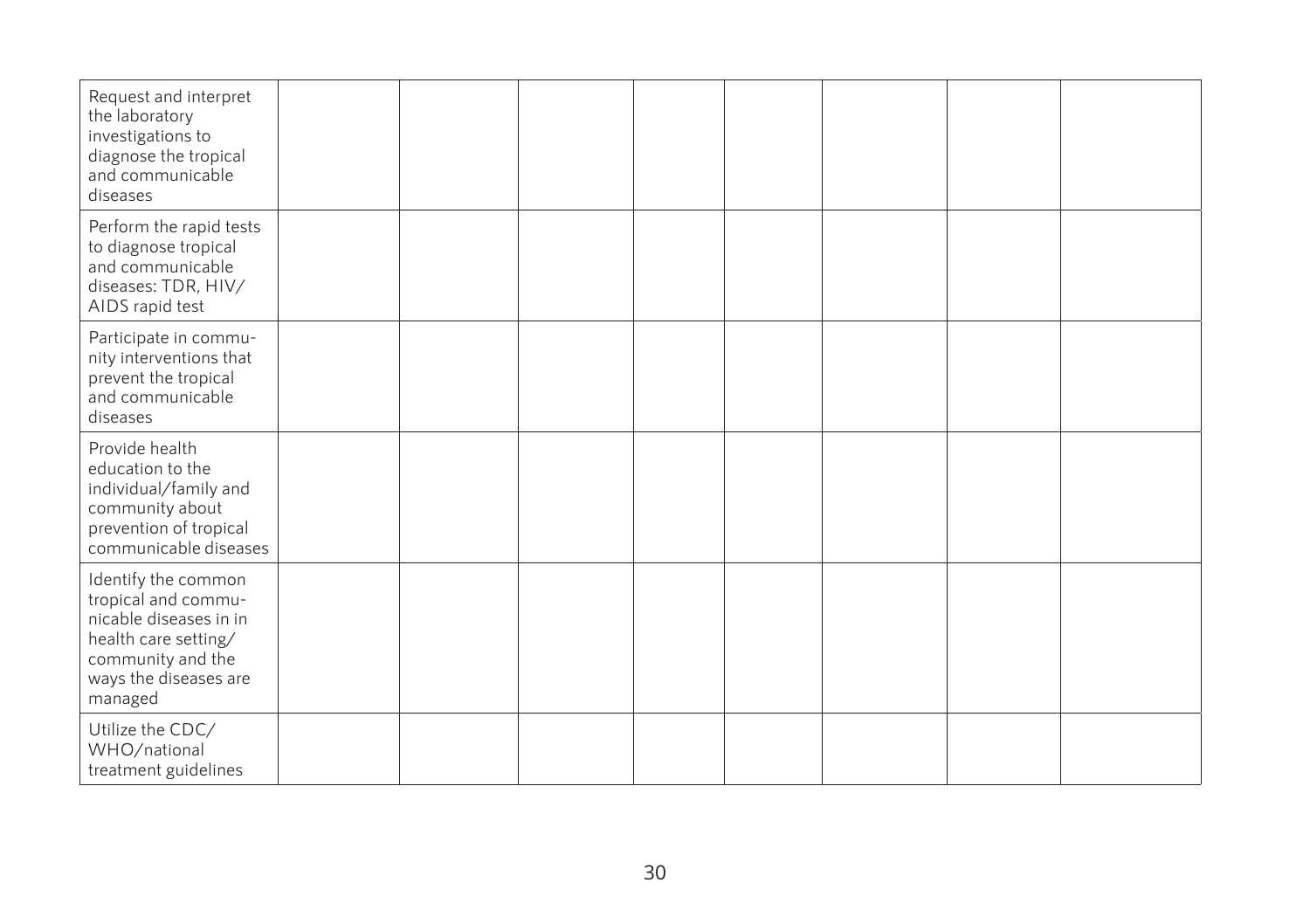| | | | | | | | |
|---|---|---|---|---|---|---|---|
| Request and interpret the laboratory investigations to diagnose the tropical and communicable diseases | | | | | | | |
| Perform the rapid tests to diagnose tropical and communicable diseases: TDR, HIV/AIDS rapid test | | | | | | | |
| Participate in community interventions that prevent the tropical and communicable diseases | | | | | | | |
| Provide health education to the individual/family and community about prevention of tropical communicable diseases | | | | | | | |
| Identify the common tropical and communicable diseases in in health care setting/community and the ways the diseases are managed | | | | | | | |
| Utilize the CDC/WHO/national treatment guidelines | | | | | | | |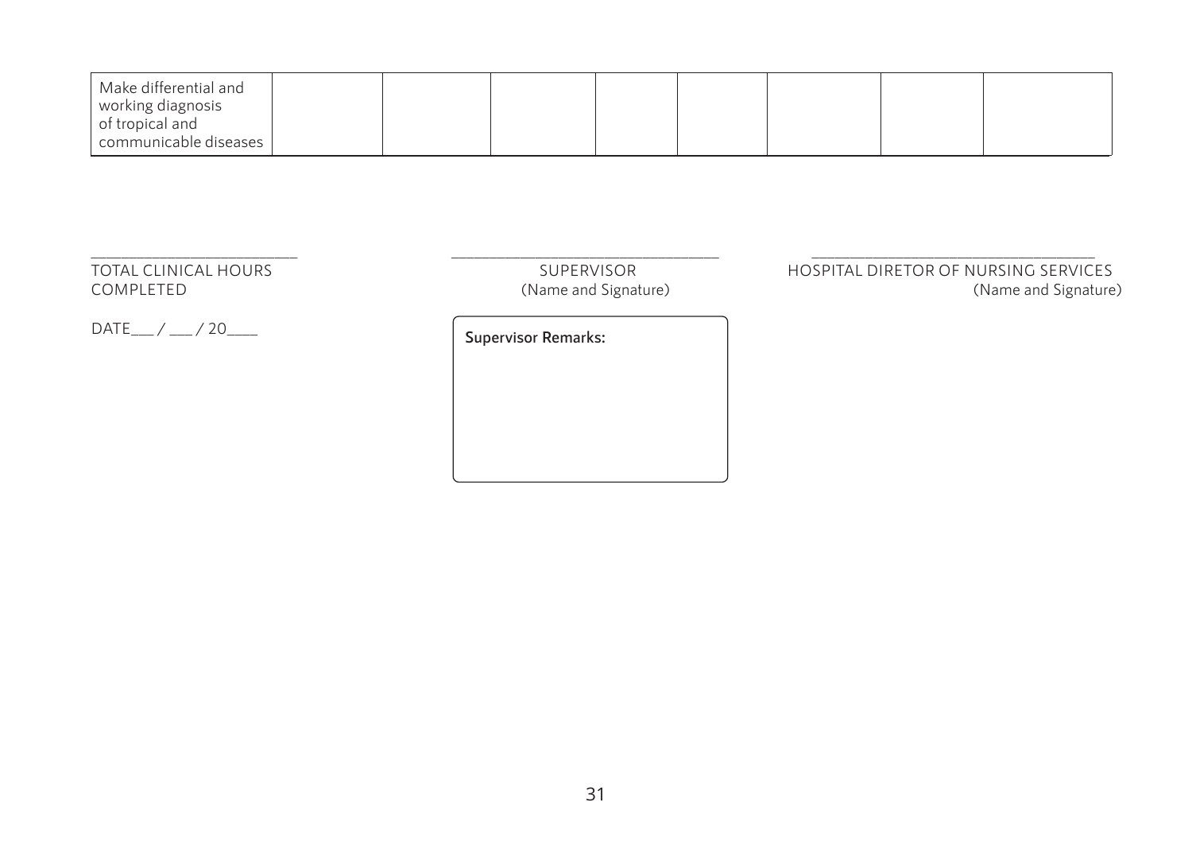| Make differential and working diagnosis of tropical and communicable diseases | | | | | | | | |
|---|---|---|---|---|---|---|---|---|

_______________________
TOTAL CLINICAL HOURS COMPLETED

DATE___ / ___ / 20____

_______________________________
SUPERVISOR
(Name and Signature)

**Supervisor Remarks:**

_______________________________
HOSPITAL DIRETOR OF NURSING SERVICES
(Name and Signature)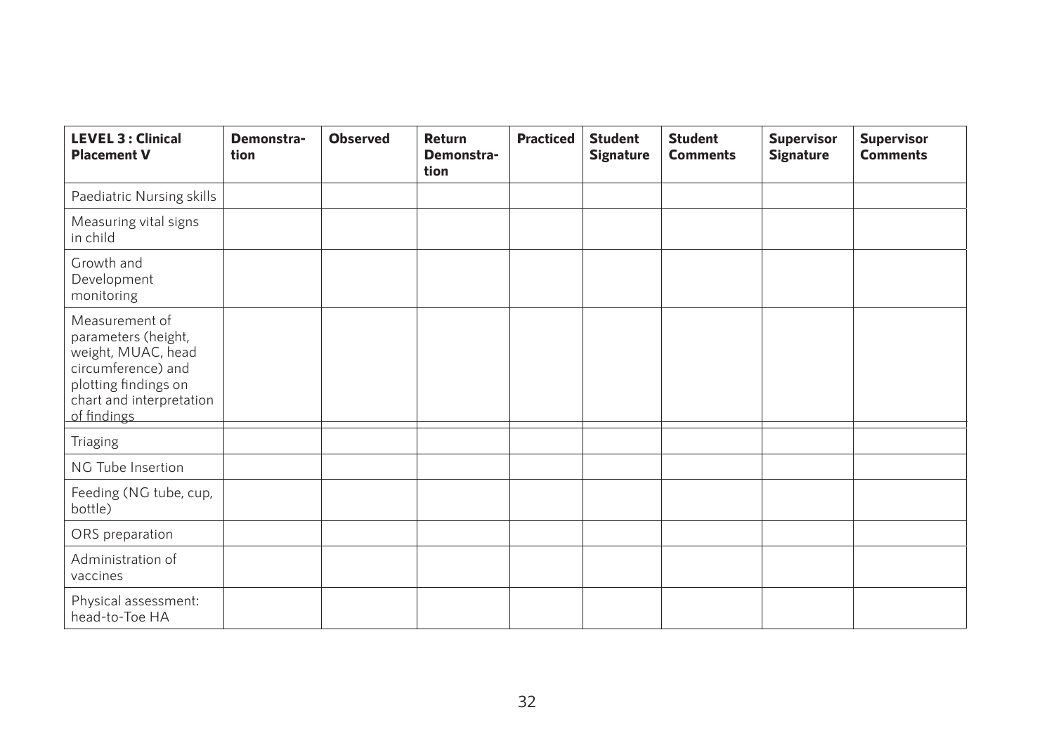| **LEVEL 3 : Clinical Placement V** | **Demonstra-tion** | **Observed** | **Return Demonstra-tion** | **Practiced** | **Student Signature** | **Student Comments** | **Supervisor Signature** | **Supervisor Comments** |
|---|---|---|---|---|---|---|---|---|
| Paediatric Nursing skills | | | | | | | | |
| Measuring vital signs in child | | | | | | | | |
| Growth and Development monitoring | | | | | | | | |
| Measurement of parameters (height, weight, MUAC, head circumference) and plotting findings on chart and interpretation of findings | | | | | | | | |
| Triaging | | | | | | | | |
| NG Tube Insertion | | | | | | | | |
| Feeding (NG tube, cup, bottle) | | | | | | | | |
| ORS preparation | | | | | | | | |
| Administration of vaccines | | | | | | | | |
| Physical assessment: head-to-Toe HA | | | | | | | | |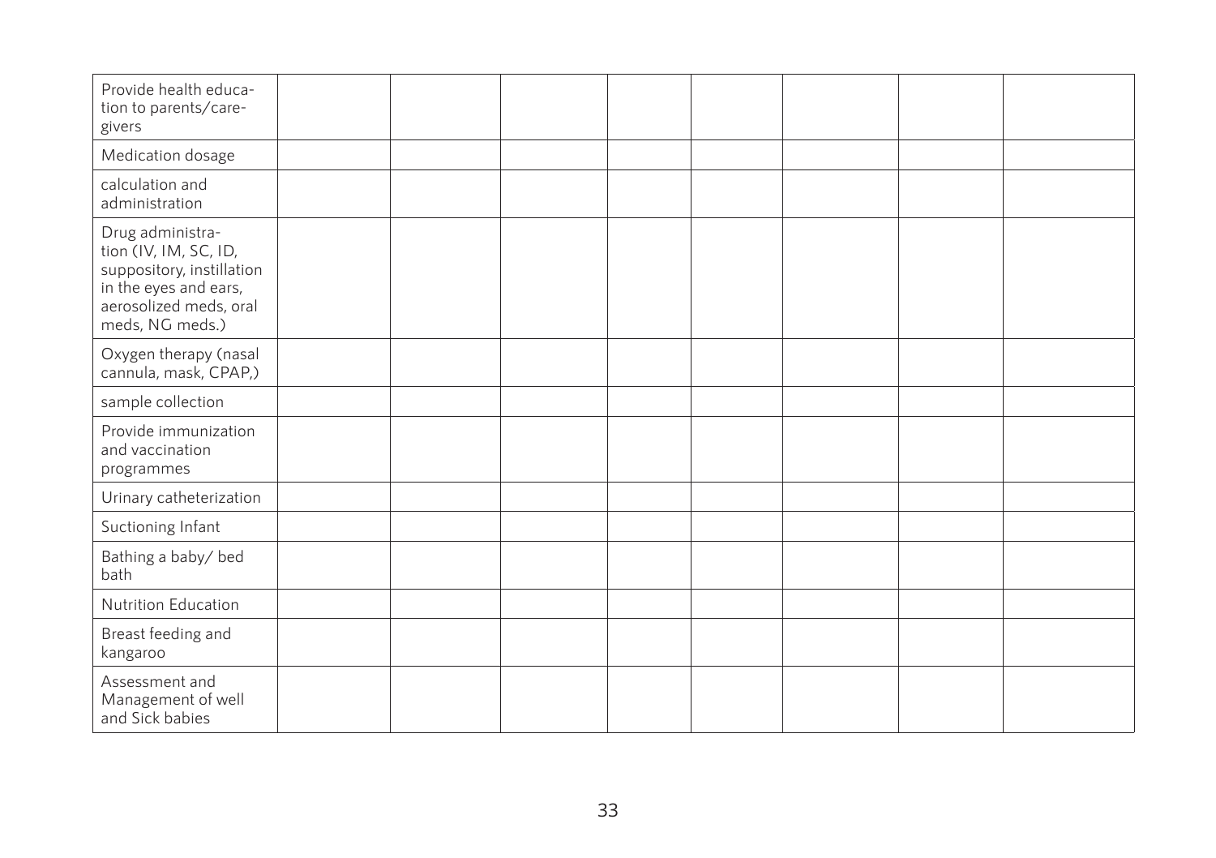| | | | | | | | | |
|---|---|---|---|---|---|---|---|---|
| Provide health education to parents/caregivers | | | | | | | | |
| Medication dosage | | | | | | | | |
| calculation and administration | | | | | | | | |
| Drug administration (IV, IM, SC, ID, suppository, instillation in the eyes and ears, aerosolized meds, oral meds, NG meds.) | | | | | | | | |
| Oxygen therapy (nasal cannula, mask, CPAP,) | | | | | | | | |
| sample collection | | | | | | | | |
| Provide immunization and vaccination programmes | | | | | | | | |
| Urinary catheterization | | | | | | | | |
| Suctioning Infant | | | | | | | | |
| Bathing a baby/ bed bath | | | | | | | | |
| Nutrition Education | | | | | | | | |
| Breast feeding and kangaroo | | | | | | | | |
| Assessment and Management of well and Sick babies | | | | | | | | |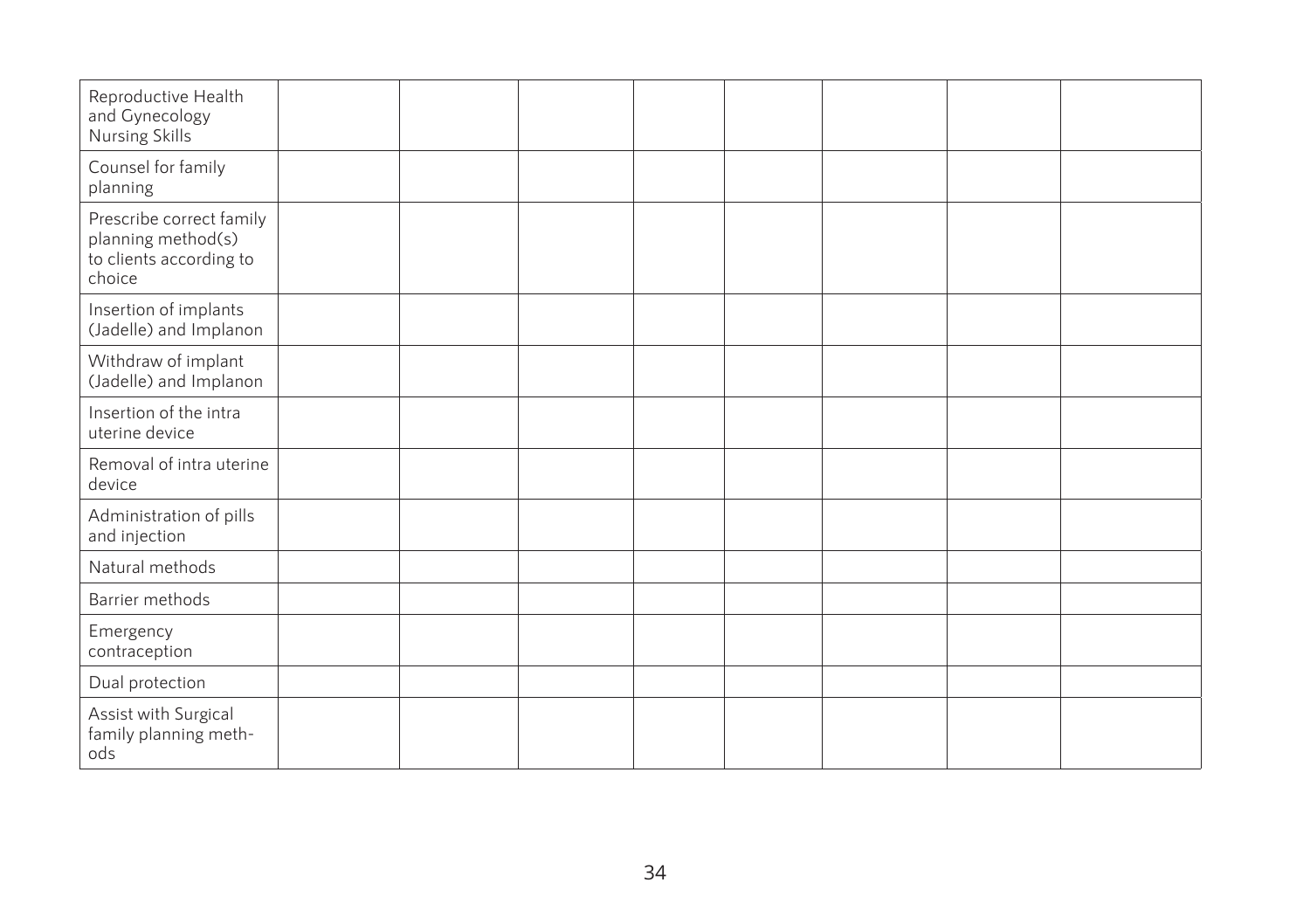| Reproductive Health and Gynecology Nursing Skills | | | | | | | | |
|---|---|---|---|---|---|---|---|---|
| Counsel for family planning | | | | | | | | |
| Prescribe correct family planning method(s) to clients according to choice | | | | | | | | |
| Insertion of implants (Jadelle) and Implanon | | | | | | | | |
| Withdraw of implant (Jadelle) and Implanon | | | | | | | | |
| Insertion of the intra uterine device | | | | | | | | |
| Removal of intra uterine device | | | | | | | | |
| Administration of pills and injection | | | | | | | | |
| Natural methods | | | | | | | | |
| Barrier methods | | | | | | | | |
| Emergency contraception | | | | | | | | |
| Dual protection | | | | | | | | |
| Assist with Surgical family planning meth-ods | | | | | | | | |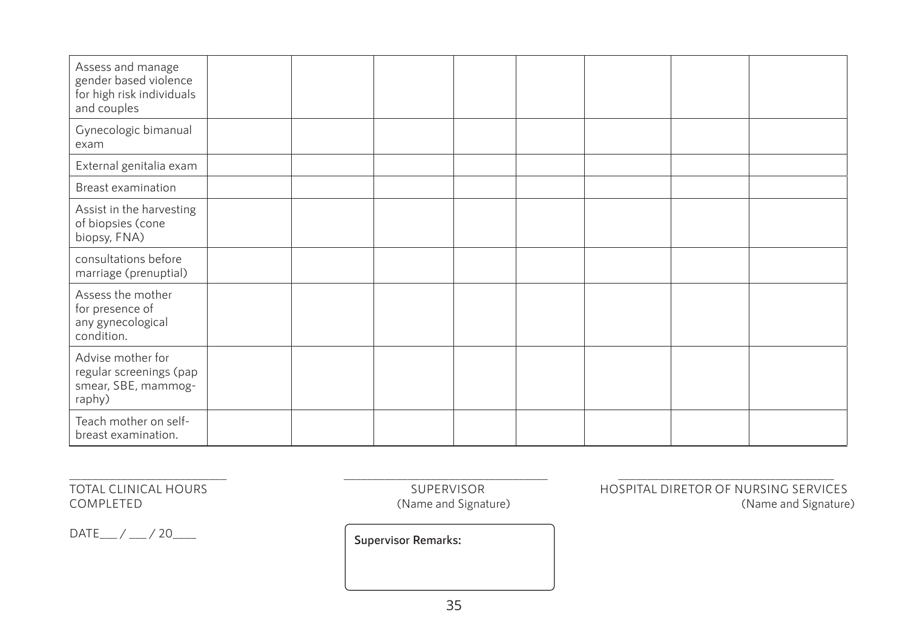| | | | | | | | | |
|---|---|---|---|---|---|---|---|---|
| Assess and manage gender based violence for high risk individuals and couples | | | | | | | | |
| Gynecologic bimanual exam | | | | | | | | |
| External genitalia exam | | | | | | | | |
| Breast examination | | | | | | | | |
| Assist in the harvesting of biopsies (cone biopsy, FNA) | | | | | | | | |
| consultations before marriage (prenuptial) | | | | | | | | |
| Assess the mother for presence of any gynecological condition. | | | | | | | | |
| Advise mother for regular screenings (pap smear, SBE, mammography) | | | | | | | | |
| Teach mother on self-breast examination. | | | | | | | | |

_______________________
TOTAL CLINICAL HOURS COMPLETED

_______________________
SUPERVISOR
(Name and Signature)

_______________________
HOSPITAL DIRETOR OF NURSING SERVICES
(Name and Signature)

DATE___ / ___ / 20____

**Supervisor Remarks:**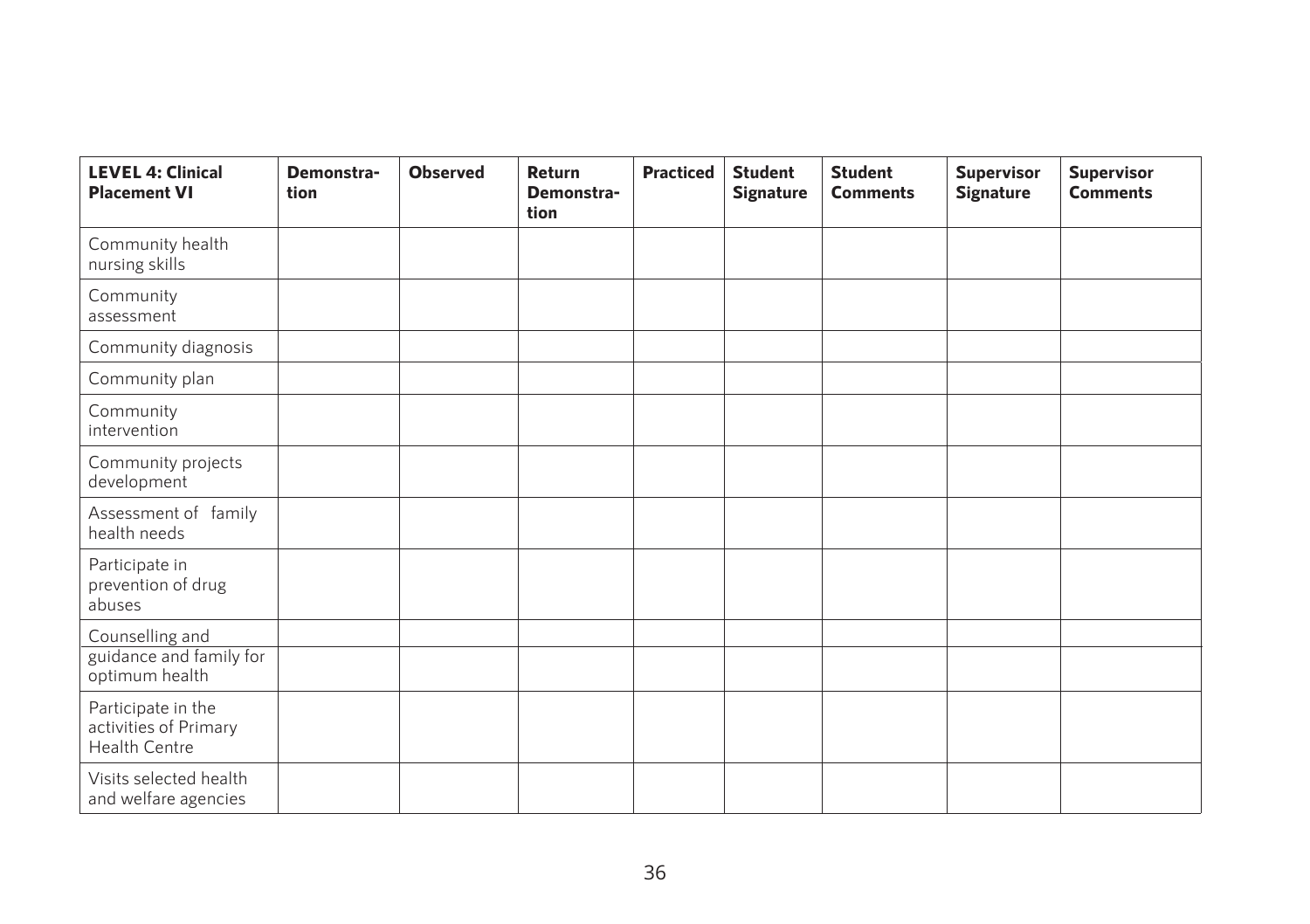| LEVEL 4: Clinical Placement VI | Demonstration | Observed | Return Demonstration | Practiced | Student Signature | Student Comments | Supervisor Signature | Supervisor Comments |
|---|---|---|---|---|---|---|---|---|
| Community health nursing skills | | | | | | | | |
| Community assessment | | | | | | | | |
| Community diagnosis | | | | | | | | |
| Community plan | | | | | | | | |
| Community intervention | | | | | | | | |
| Community projects development | | | | | | | | |
| Assessment of family health needs | | | | | | | | |
| Participate in prevention of drug abuses | | | | | | | | |
| Counselling and | | | | | | | | |
| guidance and family for optimum health | | | | | | | | |
| Participate in the activities of Primary Health Centre | | | | | | | | |
| Visits selected health and welfare agencies | | | | | | | | |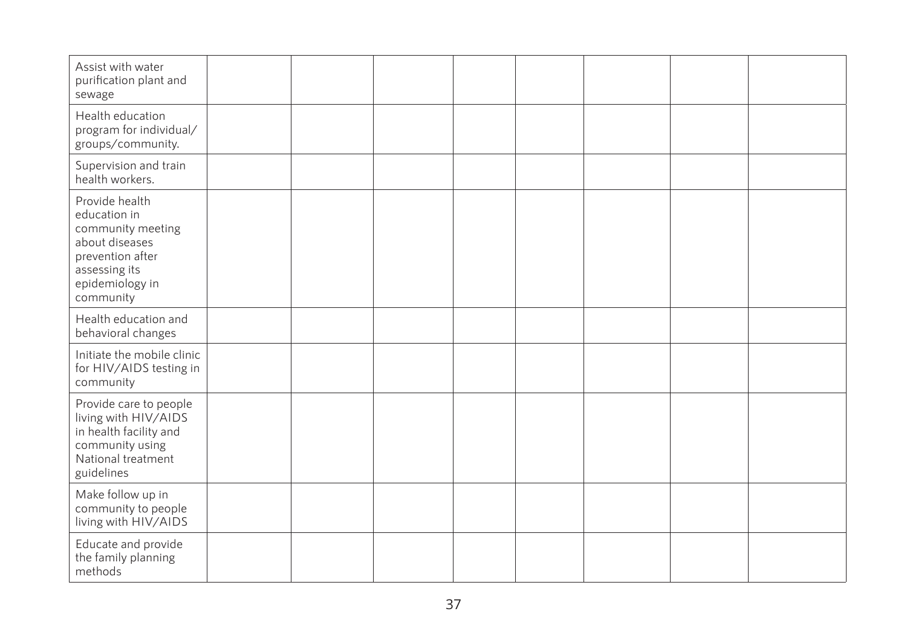| | | | | | | | | |
|---|---|---|---|---|---|---|---|---|
| Assist with water purification plant and sewage | | | | | | | | |
| Health education program for individual/ groups/community. | | | | | | | | |
| Supervision and train health workers. | | | | | | | | |
| Provide health education in community meeting about diseases prevention after assessing its epidemiology in community | | | | | | | | |
| Health education and behavioral changes | | | | | | | | |
| Initiate the mobile clinic for HIV/AIDS testing in community | | | | | | | | |
| Provide care to people living with HIV/AIDS in health facility and community using National treatment guidelines | | | | | | | | |
| Make follow up in community to people living with HIV/AIDS | | | | | | | | |
| Educate and provide the family planning methods | | | | | | | | |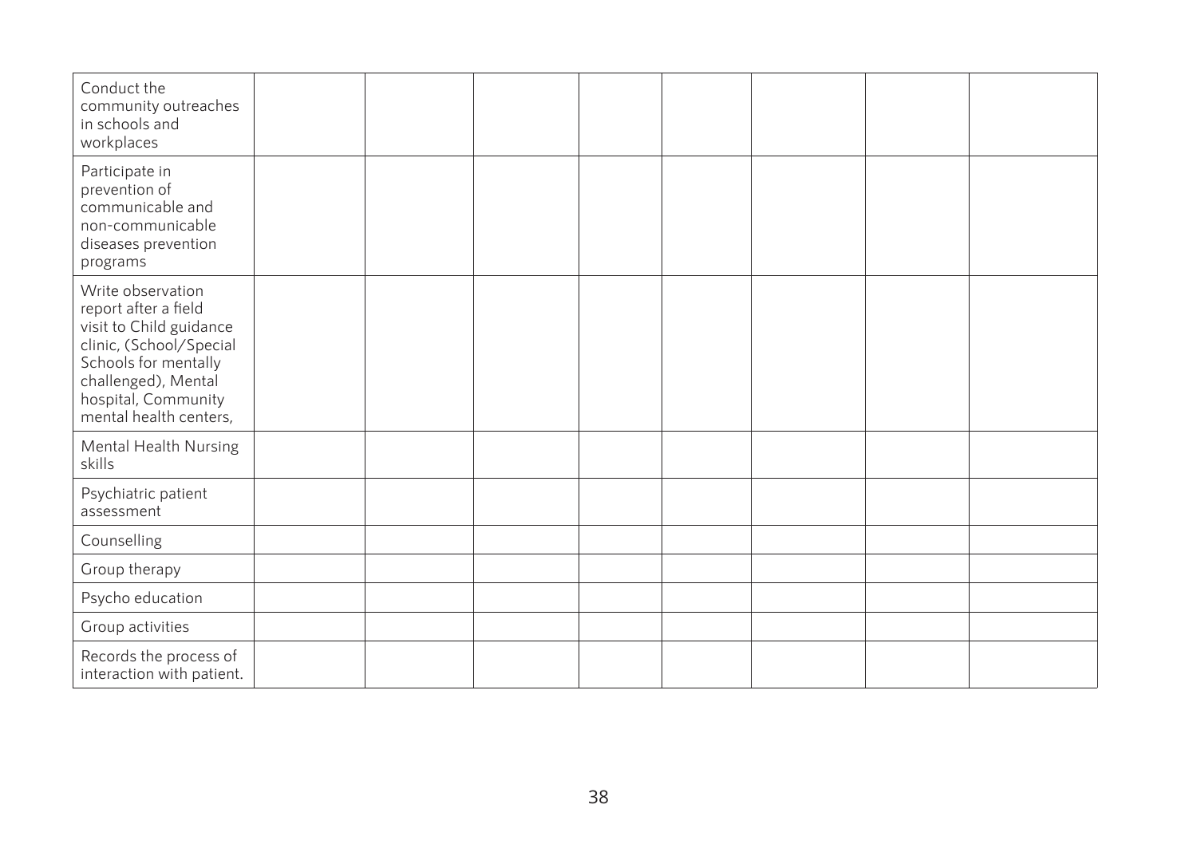| | | | | | | | |
|---|---|---|---|---|---|---|---|
| Conduct the community outreaches in schools and workplaces | | | | | | | |
| Participate in prevention of communicable and non-communicable diseases prevention programs | | | | | | | |
| Write observation report after a field visit to Child guidance clinic, (School/Special Schools for mentally challenged), Mental hospital, Community mental health centers, | | | | | | | |
| Mental Health Nursing skills | | | | | | | |
| Psychiatric patient assessment | | | | | | | |
| Counselling | | | | | | | |
| Group therapy | | | | | | | |
| Psycho education | | | | | | | |
| Group activities | | | | | | | |
| Records the process of interaction with patient. | | | | | | | |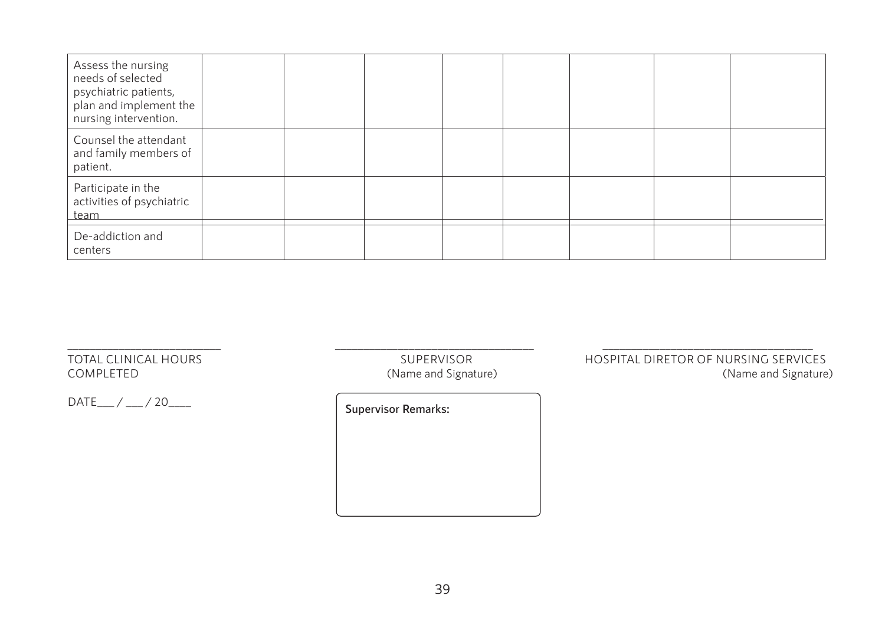| | | | | | | | | |
|---|---|---|---|---|---|---|---|---|
| Assess the nursing needs of selected psychiatric patients, plan and implement the nursing intervention. | | | | | | | | |
| Counsel the attendant and family members of patient. | | | | | | | | |
| Participate in the activities of psychiatric team | | | | | | | | |
| De-addiction and centers | | | | | | | | |

_______________________
TOTAL CLINICAL HOURS COMPLETED

DATE___ / ___ / 20____

_______________________
SUPERVISOR
(Name and Signature)

**Supervisor Remarks:**

_______________________
HOSPITAL DIRETOR OF NURSING SERVICES
(Name and Signature)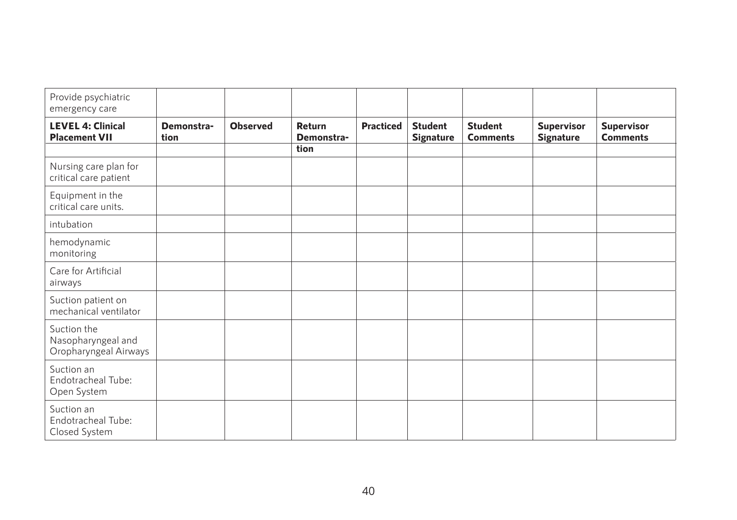| Provide psychiatric emergency care | | | | | | | | |
|---|---|---|---|---|---|---|---|---|
| **LEVEL 4: Clinical Placement VII** | **Demonstration** | **Observed** | **Return Demonstration** | **Practiced** | **Student Signature** | **Student Comments** | **Supervisor Signature** | **Supervisor Comments** |
| Nursing care plan for critical care patient | | | | | | | | |
| Equipment in the critical care units. | | | | | | | | |
| intubation | | | | | | | | |
| hemodynamic monitoring | | | | | | | | |
| Care for Artificial airways | | | | | | | | |
| Suction patient on mechanical ventilator | | | | | | | | |
| Suction the Nasopharyngeal and Oropharyngeal Airways | | | | | | | | |
| Suction an Endotracheal Tube: Open System | | | | | | | | |
| Suction an Endotracheal Tube: Closed System | | | | | | | | |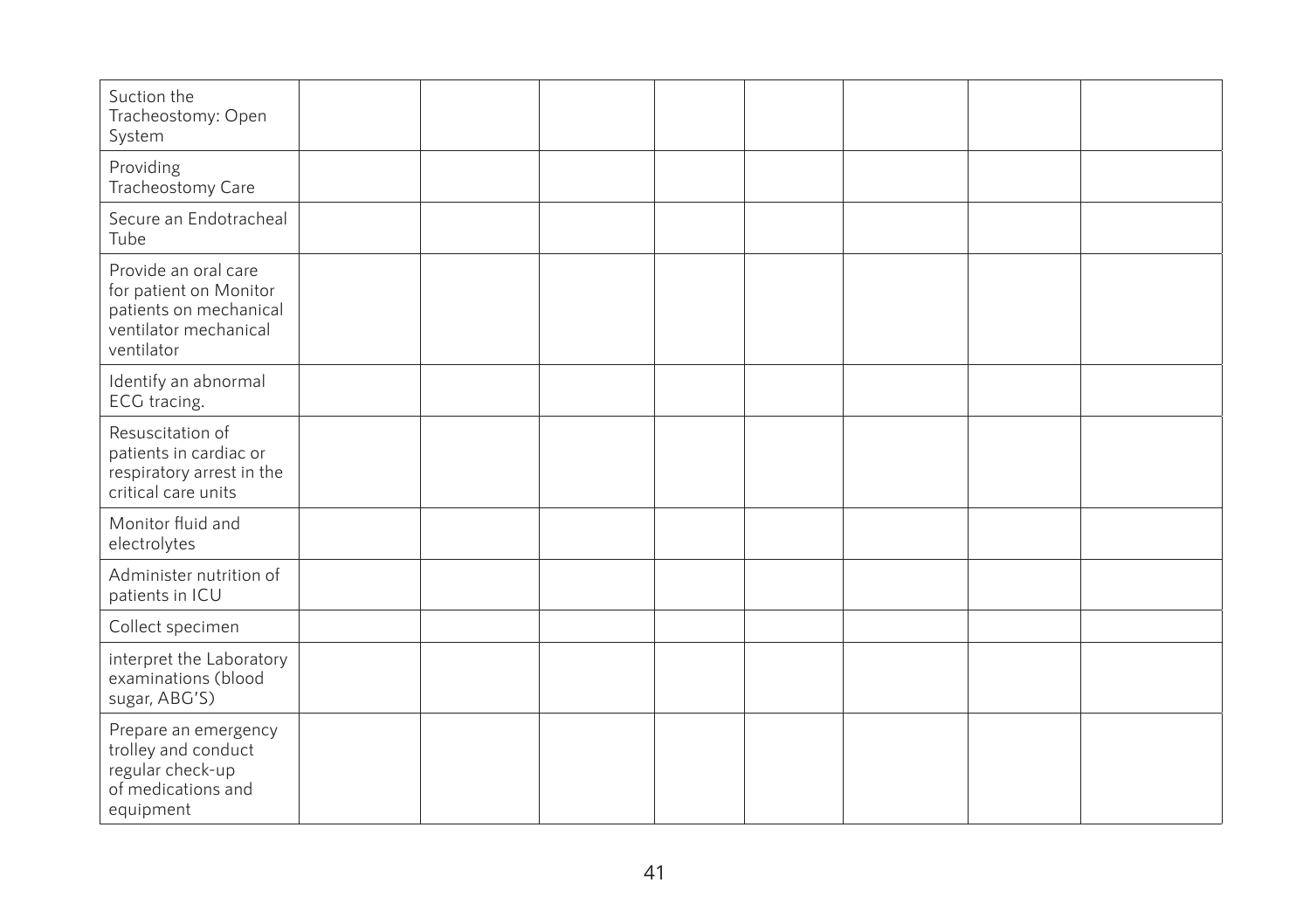| Suction the Tracheostomy: Open System | | | | | | | | |
|---|---|---|---|---|---|---|---|---|
| Providing Tracheostomy Care | | | | | | | | |
| Secure an Endotracheal Tube | | | | | | | | |
| Provide an oral care for patient on Monitor patients on mechanical ventilator mechanical ventilator | | | | | | | | |
| Identify an abnormal ECG tracing. | | | | | | | | |
| Resuscitation of patients in cardiac or respiratory arrest in the critical care units | | | | | | | | |
| Monitor fluid and electrolytes | | | | | | | | |
| Administer nutrition of patients in ICU | | | | | | | | |
| Collect specimen | | | | | | | | |
| interpret the Laboratory examinations (blood sugar, ABG'S) | | | | | | | | |
| Prepare an emergency trolley and conduct regular check-up of medications and equipment | | | | | | | | |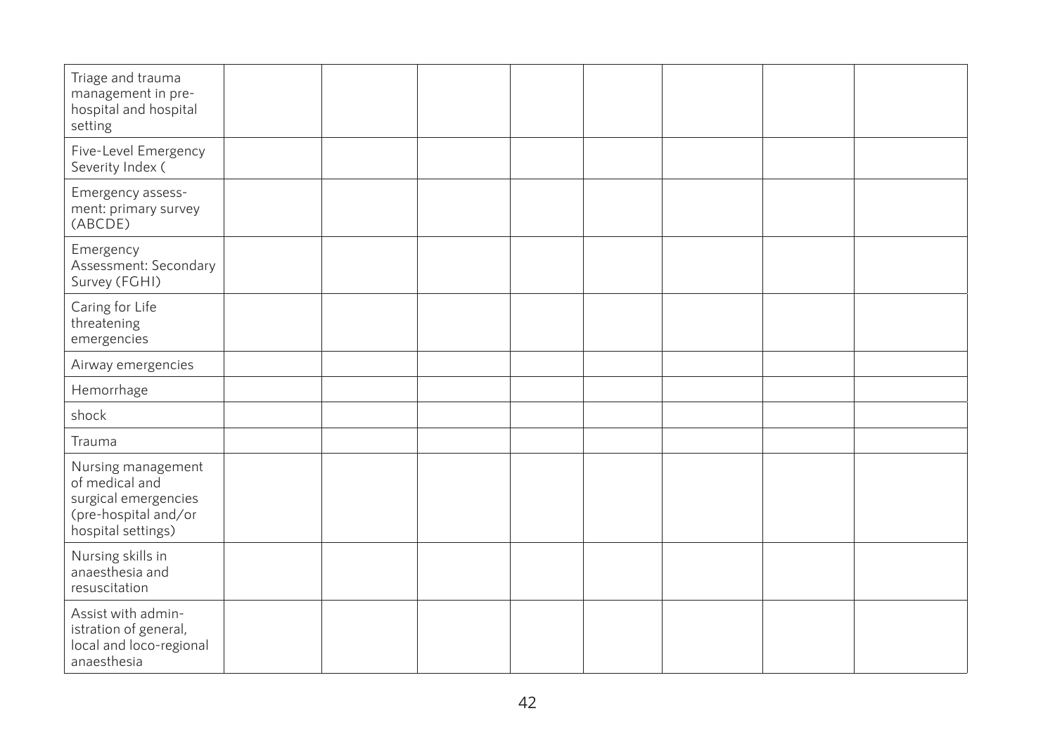| | | | | | | | | |
|---|---|---|---|---|---|---|---|---|
| Triage and trauma management in pre-hospital and hospital setting | | | | | | | | |
| Five-Level Emergency Severity Index ( | | | | | | | | |
| Emergency assess-ment: primary survey (ABCDE) | | | | | | | | |
| Emergency Assessment: Secondary Survey (FGHI) | | | | | | | | |
| Caring for Life threatening emergencies | | | | | | | | |
| Airway emergencies | | | | | | | | |
| Hemorrhage | | | | | | | | |
| shock | | | | | | | | |
| Trauma | | | | | | | | |
| Nursing management of medical and surgical emergencies (pre-hospital and/or hospital settings) | | | | | | | | |
| Nursing skills in anaesthesia and resuscitation | | | | | | | | |
| Assist with admin-istration of general, local and loco-regional anaesthesia | | | | | | | | |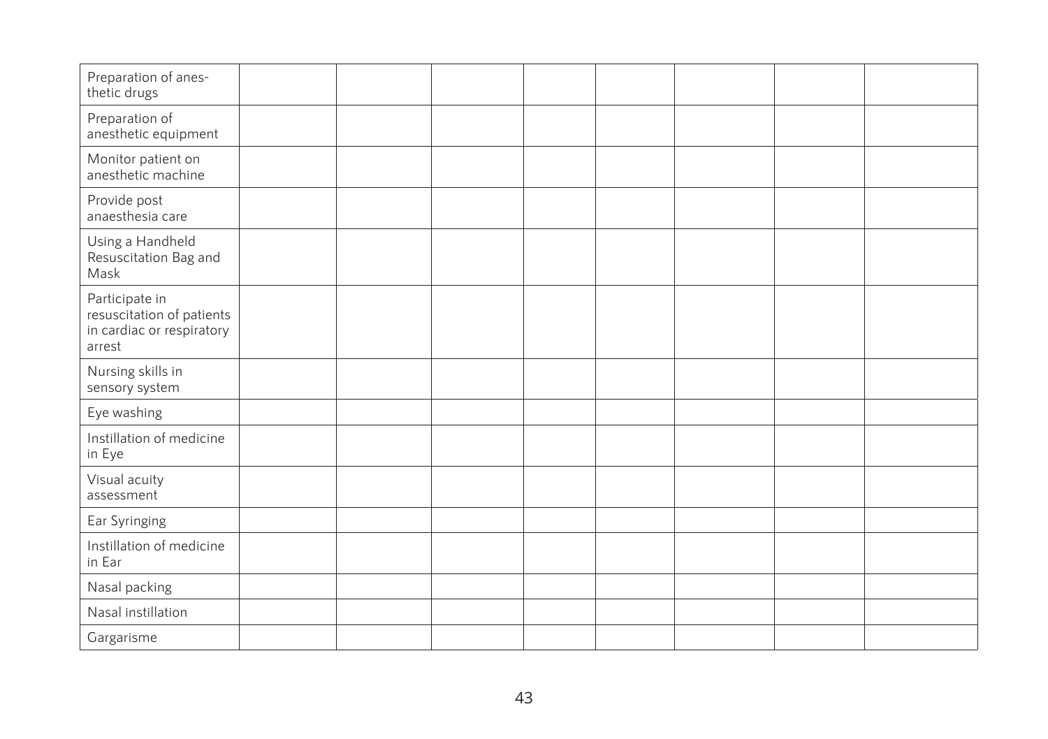| | | | | | | | | |
|---|---|---|---|---|---|---|---|---|
| Preparation of anesthetic drugs | | | | | | | | |
| Preparation of anesthetic equipment | | | | | | | | |
| Monitor patient on anesthetic machine | | | | | | | | |
| Provide post anaesthesia care | | | | | | | | |
| Using a Handheld Resuscitation Bag and Mask | | | | | | | | |
| Participate in resuscitation of patients in cardiac or respiratory arrest | | | | | | | | |
| Nursing skills in sensory system | | | | | | | | |
| Eye washing | | | | | | | | |
| Instillation of medicine in Eye | | | | | | | | |
| Visual acuity assessment | | | | | | | | |
| Ear Syringing | | | | | | | | |
| Instillation of medicine in Ear | | | | | | | | |
| Nasal packing | | | | | | | | |
| Nasal instillation | | | | | | | | |
| Gargarisme | | | | | | | | |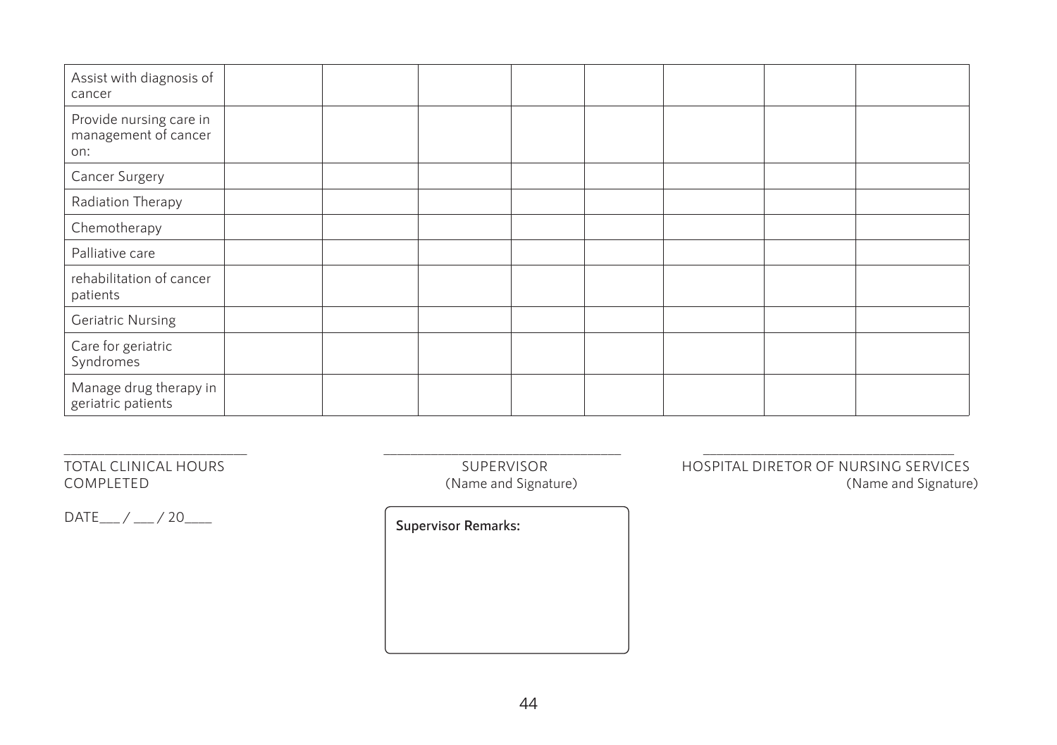| | | | | | | | |
|---|---|---|---|---|---|---|---|
| Assist with diagnosis of cancer | | | | | | | |
| Provide nursing care in management of cancer on: | | | | | | | |
| Cancer Surgery | | | | | | | |
| Radiation Therapy | | | | | | | |
| Chemotherapy | | | | | | | |
| Palliative care | | | | | | | |
| rehabilitation of cancer patients | | | | | | | |
| Geriatric Nursing | | | | | | | |
| Care for geriatric Syndromes | | | | | | | |
| Manage drug therapy in geriatric patients | | | | | | | |

\_\_\_\_\_\_\_\_\_\_\_\_\_\_\_\_\_\_\_\_\_\_\_\_
TOTAL CLINICAL HOURS COMPLETED

\_\_\_\_\_\_\_\_\_\_\_\_\_\_\_\_\_\_\_\_\_\_\_\_\_\_\_\_\_\_
SUPERVISOR
(Name and Signature)

\_\_\_\_\_\_\_\_\_\_\_\_\_\_\_\_\_\_\_\_\_\_\_\_\_\_\_\_\_\_\_\_
HOSPITAL DIRETOR OF NURSING SERVICES
(Name and Signature)

DATE\_\_\_ / \_\_\_ / 20\_\_\_\_

**Supervisor Remarks:**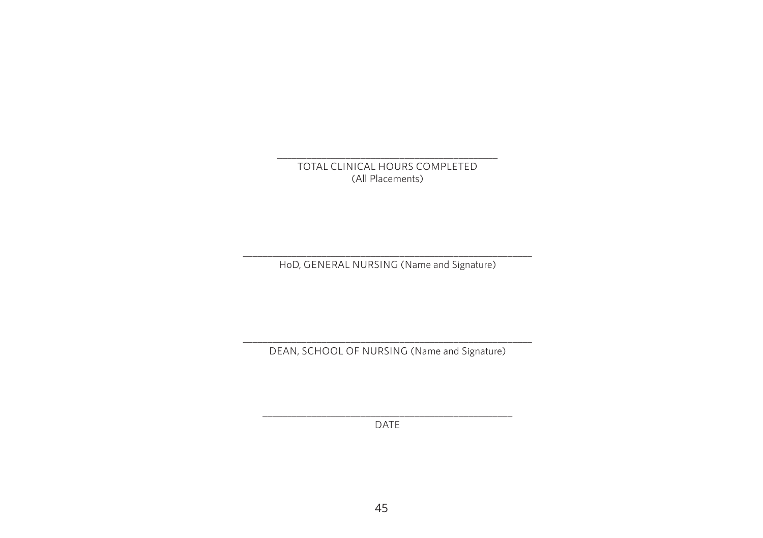\_\_\_\_\_\_\_\_\_\_\_\_\_\_\_\_\_\_\_\_\_\_\_\_\_\_\_\_\_\_\_\_\_\_\_\_\_\_\_\_

TOTAL CLINICAL HOURS COMPLETED
(All Placements)

\_\_\_\_\_\_\_\_\_\_\_\_\_\_\_\_\_\_\_\_\_\_\_\_\_\_\_\_\_\_\_\_\_\_\_\_\_\_\_\_\_\_\_\_\_\_\_\_\_\_

HoD, GENERAL NURSING (Name and Signature)

\_\_\_\_\_\_\_\_\_\_\_\_\_\_\_\_\_\_\_\_\_\_\_\_\_\_\_\_\_\_\_\_\_\_\_\_\_\_\_\_\_\_\_\_\_\_\_\_\_\_

DEAN, SCHOOL OF NURSING (Name and Signature)

\_\_\_\_\_\_\_\_\_\_\_\_\_\_\_\_\_\_\_\_\_\_\_\_\_\_\_\_\_\_\_\_\_\_\_\_\_\_\_\_\_\_\_\_

DATE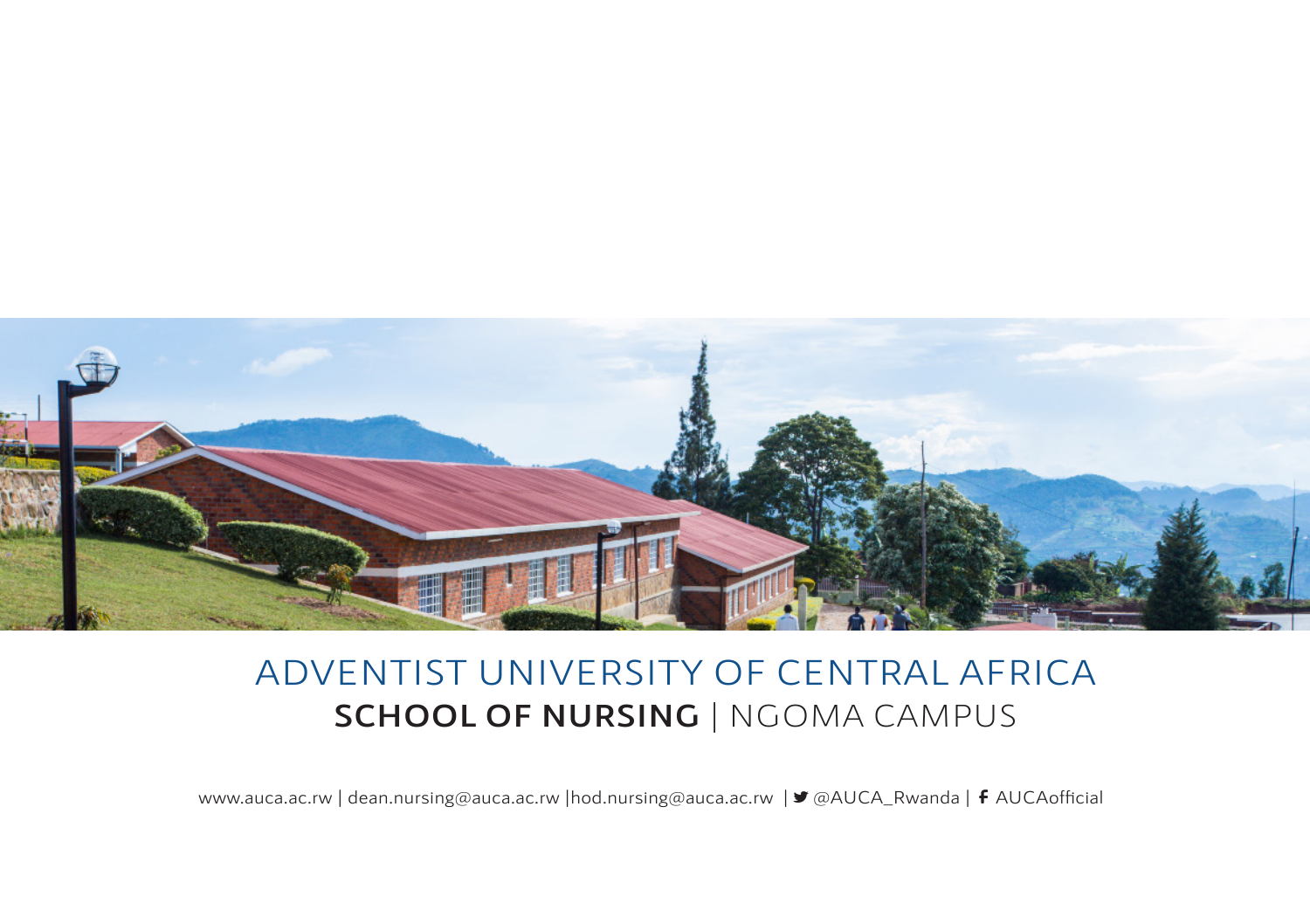ADVENTIST UNIVERSITY OF CENTRAL AFRICA

**SCHOOL OF NURSING** | NGOMA CAMPUS

www.auca.ac.rw | dean.nursing@auca.ac.rw |hod.nursing@auca.ac.rw | @AUCA_Rwanda | AUCAofficial